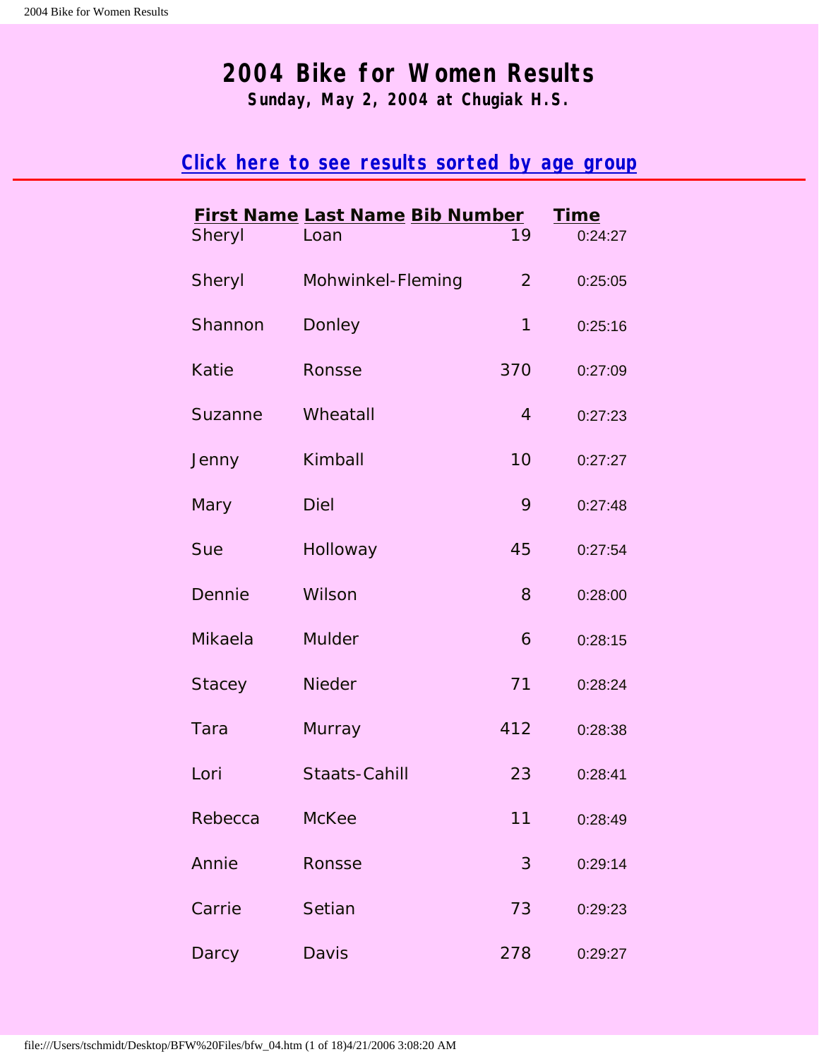# 2004 Bike for Women Results

**Sunday, May 2, 2004 at Chugiak H.S.**

**Click here to see results sorted by age group**

---

| First Name | Last Name | Bib Number | Time |
|---|---|---|---|
| Sheryl | Loan | 19 | 0:24:27 |
| Sheryl | Mohwinkel-Fleming | 2 | 0:25:05 |
| Shannon | Donley | 1 | 0:25:16 |
| Katie | Ronsse | 370 | 0:27:09 |
| Suzanne | Wheatall | 4 | 0:27:23 |
| Jenny | Kimball | 10 | 0:27:27 |
| Mary | Diel | 9 | 0:27:48 |
| Sue | Holloway | 45 | 0:27:54 |
| Dennie | Wilson | 8 | 0:28:00 |
| Mikaela | Mulder | 6 | 0:28:15 |
| Stacey | Nieder | 71 | 0:28:24 |
| Tara | Murray | 412 | 0:28:38 |
| Lori | Staats-Cahill | 23 | 0:28:41 |
| Rebecca | McKee | 11 | 0:28:49 |
| Annie | Ronsse | 3 | 0:29:14 |
| Carrie | Setian | 73 | 0:29:23 |
| Darcy | Davis | 278 | 0:29:27 |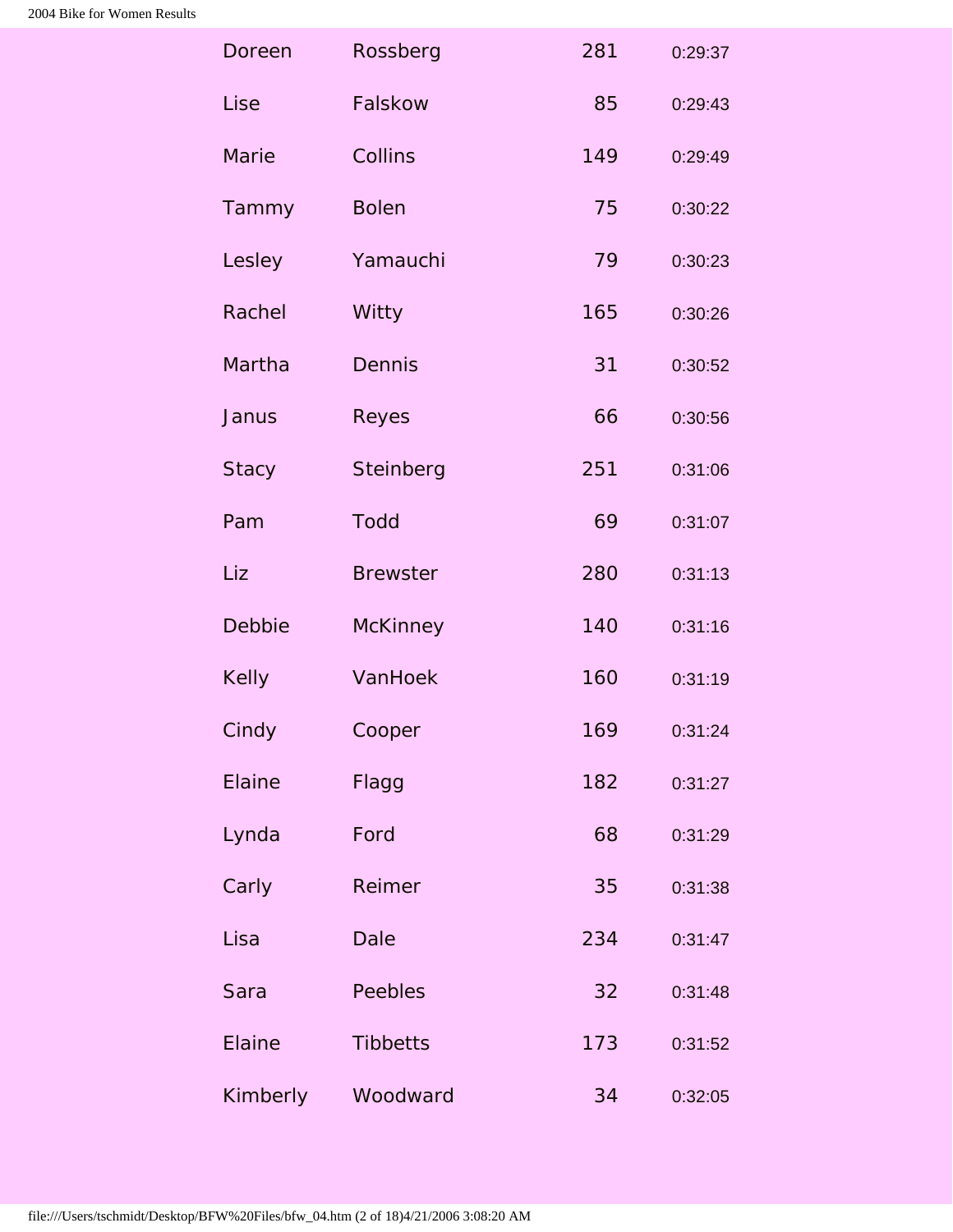| | | | |
|---|---|---|---|
| Doreen | Rossberg | 281 | 0:29:37 |
| Lise | Falskow | 85 | 0:29:43 |
| Marie | Collins | 149 | 0:29:49 |
| Tammy | Bolen | 75 | 0:30:22 |
| Lesley | Yamauchi | 79 | 0:30:23 |
| Rachel | Witty | 165 | 0:30:26 |
| Martha | Dennis | 31 | 0:30:52 |
| Janus | Reyes | 66 | 0:30:56 |
| Stacy | Steinberg | 251 | 0:31:06 |
| Pam | Todd | 69 | 0:31:07 |
| Liz | Brewster | 280 | 0:31:13 |
| Debbie | McKinney | 140 | 0:31:16 |
| Kelly | VanHoek | 160 | 0:31:19 |
| Cindy | Cooper | 169 | 0:31:24 |
| Elaine | Flagg | 182 | 0:31:27 |
| Lynda | Ford | 68 | 0:31:29 |
| Carly | Reimer | 35 | 0:31:38 |
| Lisa | Dale | 234 | 0:31:47 |
| Sara | Peebles | 32 | 0:31:48 |
| Elaine | Tibbetts | 173 | 0:31:52 |
| Kimberly | Woodward | 34 | 0:32:05 |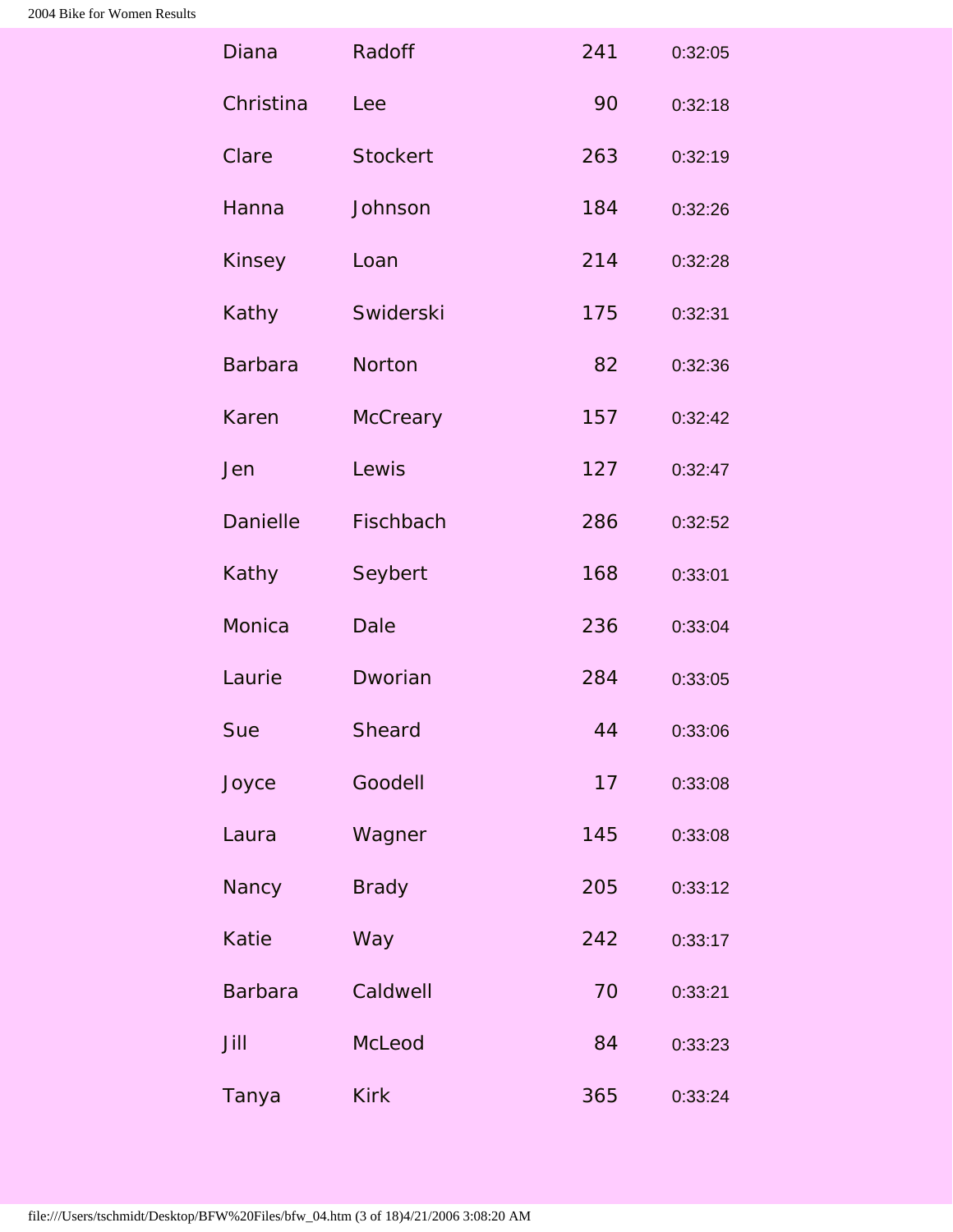| | | | |
|---|---|---|---|
| Diana | Radoff | 241 | 0:32:05 |
| Christina | Lee | 90 | 0:32:18 |
| Clare | Stockert | 263 | 0:32:19 |
| Hanna | Johnson | 184 | 0:32:26 |
| Kinsey | Loan | 214 | 0:32:28 |
| Kathy | Swiderski | 175 | 0:32:31 |
| Barbara | Norton | 82 | 0:32:36 |
| Karen | McCreary | 157 | 0:32:42 |
| Jen | Lewis | 127 | 0:32:47 |
| Danielle | Fischbach | 286 | 0:32:52 |
| Kathy | Seybert | 168 | 0:33:01 |
| Monica | Dale | 236 | 0:33:04 |
| Laurie | Dworian | 284 | 0:33:05 |
| Sue | Sheard | 44 | 0:33:06 |
| Joyce | Goodell | 17 | 0:33:08 |
| Laura | Wagner | 145 | 0:33:08 |
| Nancy | Brady | 205 | 0:33:12 |
| Katie | Way | 242 | 0:33:17 |
| Barbara | Caldwell | 70 | 0:33:21 |
| Jill | McLeod | 84 | 0:33:23 |
| Tanya | Kirk | 365 | 0:33:24 |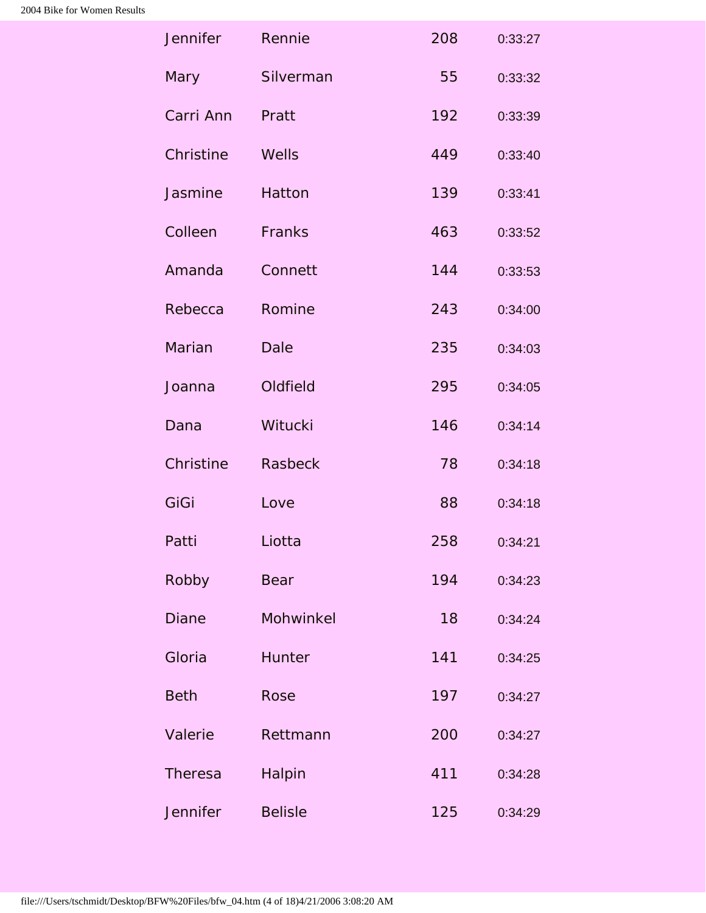| | | | |
|---|---|---|---|
| Jennifer | Rennie | 208 | 0:33:27 |
| Mary | Silverman | 55 | 0:33:32 |
| Carri Ann | Pratt | 192 | 0:33:39 |
| Christine | Wells | 449 | 0:33:40 |
| Jasmine | Hatton | 139 | 0:33:41 |
| Colleen | Franks | 463 | 0:33:52 |
| Amanda | Connett | 144 | 0:33:53 |
| Rebecca | Romine | 243 | 0:34:00 |
| Marian | Dale | 235 | 0:34:03 |
| Joanna | Oldfield | 295 | 0:34:05 |
| Dana | Witucki | 146 | 0:34:14 |
| Christine | Rasbeck | 78 | 0:34:18 |
| GiGi | Love | 88 | 0:34:18 |
| Patti | Liotta | 258 | 0:34:21 |
| Robby | Bear | 194 | 0:34:23 |
| Diane | Mohwinkel | 18 | 0:34:24 |
| Gloria | Hunter | 141 | 0:34:25 |
| Beth | Rose | 197 | 0:34:27 |
| Valerie | Rettmann | 200 | 0:34:27 |
| Theresa | Halpin | 411 | 0:34:28 |
| Jennifer | Belisle | 125 | 0:34:29 |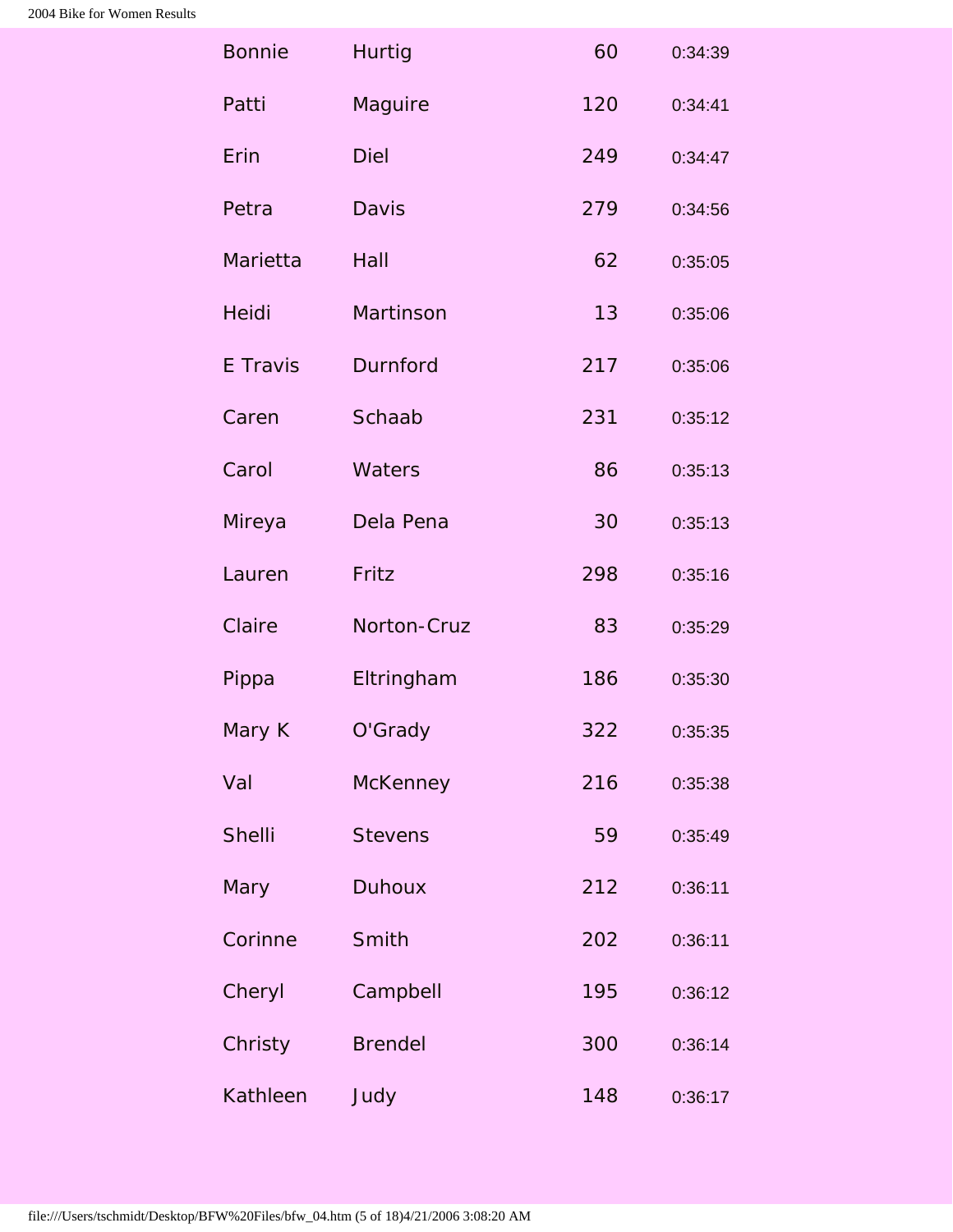| | | | |
|---|---|---|---|
| Bonnie | Hurtig | 60 | 0:34:39 |
| Patti | Maguire | 120 | 0:34:41 |
| Erin | Diel | 249 | 0:34:47 |
| Petra | Davis | 279 | 0:34:56 |
| Marietta | Hall | 62 | 0:35:05 |
| Heidi | Martinson | 13 | 0:35:06 |
| E Travis | Durnford | 217 | 0:35:06 |
| Caren | Schaab | 231 | 0:35:12 |
| Carol | Waters | 86 | 0:35:13 |
| Mireya | Dela Pena | 30 | 0:35:13 |
| Lauren | Fritz | 298 | 0:35:16 |
| Claire | Norton-Cruz | 83 | 0:35:29 |
| Pippa | Eltringham | 186 | 0:35:30 |
| Mary K | O'Grady | 322 | 0:35:35 |
| Val | McKenney | 216 | 0:35:38 |
| Shelli | Stevens | 59 | 0:35:49 |
| Mary | Duhoux | 212 | 0:36:11 |
| Corinne | Smith | 202 | 0:36:11 |
| Cheryl | Campbell | 195 | 0:36:12 |
| Christy | Brendel | 300 | 0:36:14 |
| Kathleen | Judy | 148 | 0:36:17 |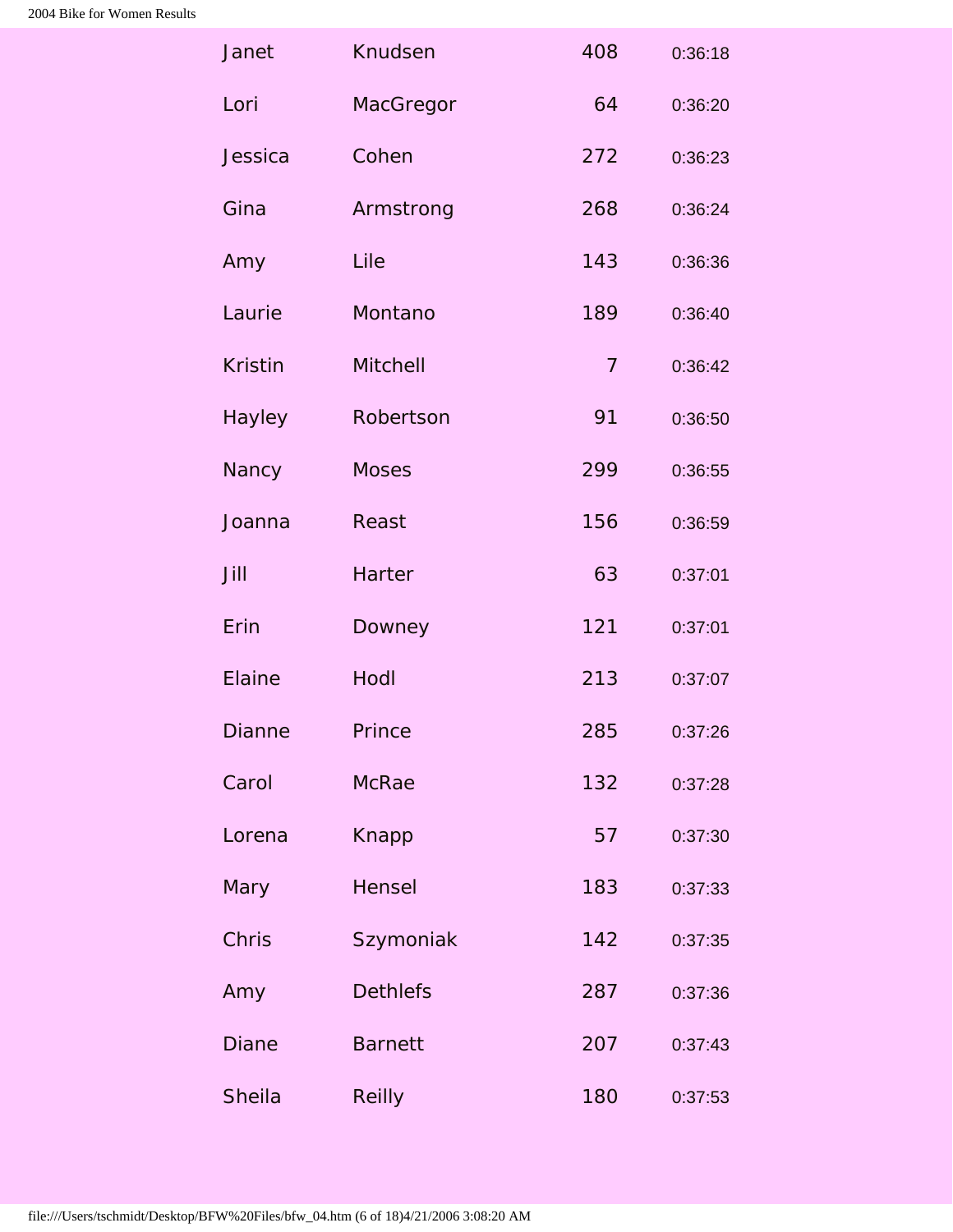| | | | |
|---|---|---|---|
| Janet | Knudsen | 408 | 0:36:18 |
| Lori | MacGregor | 64 | 0:36:20 |
| Jessica | Cohen | 272 | 0:36:23 |
| Gina | Armstrong | 268 | 0:36:24 |
| Amy | Lile | 143 | 0:36:36 |
| Laurie | Montano | 189 | 0:36:40 |
| Kristin | Mitchell | 7 | 0:36:42 |
| Hayley | Robertson | 91 | 0:36:50 |
| Nancy | Moses | 299 | 0:36:55 |
| Joanna | Reast | 156 | 0:36:59 |
| Jill | Harter | 63 | 0:37:01 |
| Erin | Downey | 121 | 0:37:01 |
| Elaine | Hodl | 213 | 0:37:07 |
| Dianne | Prince | 285 | 0:37:26 |
| Carol | McRae | 132 | 0:37:28 |
| Lorena | Knapp | 57 | 0:37:30 |
| Mary | Hensel | 183 | 0:37:33 |
| Chris | Szymoniak | 142 | 0:37:35 |
| Amy | Dethlefs | 287 | 0:37:36 |
| Diane | Barnett | 207 | 0:37:43 |
| Sheila | Reilly | 180 | 0:37:53 |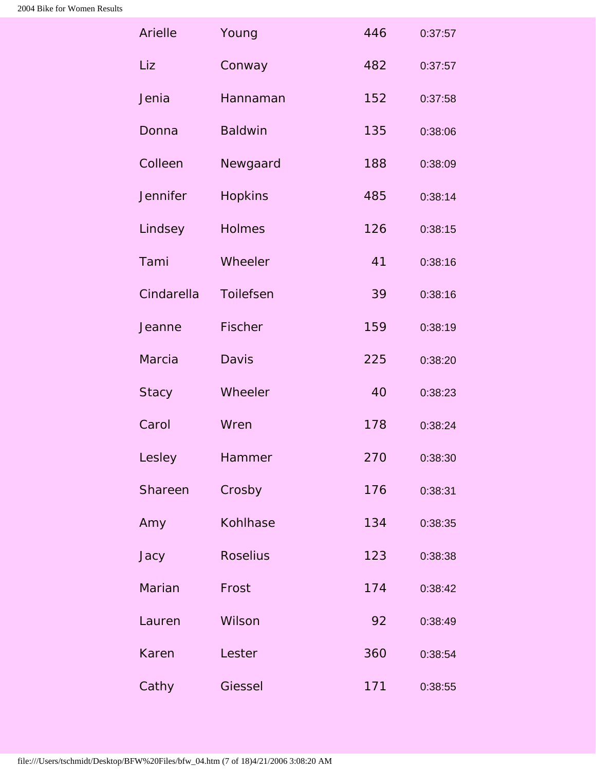| | | | |
|---|---|---|---|
| Arielle | Young | 446 | 0:37:57 |
| Liz | Conway | 482 | 0:37:57 |
| Jenia | Hannaman | 152 | 0:37:58 |
| Donna | Baldwin | 135 | 0:38:06 |
| Colleen | Newgaard | 188 | 0:38:09 |
| Jennifer | Hopkins | 485 | 0:38:14 |
| Lindsey | Holmes | 126 | 0:38:15 |
| Tami | Wheeler | 41 | 0:38:16 |
| Cindarella | Toilefsen | 39 | 0:38:16 |
| Jeanne | Fischer | 159 | 0:38:19 |
| Marcia | Davis | 225 | 0:38:20 |
| Stacy | Wheeler | 40 | 0:38:23 |
| Carol | Wren | 178 | 0:38:24 |
| Lesley | Hammer | 270 | 0:38:30 |
| Shareen | Crosby | 176 | 0:38:31 |
| Amy | Kohlhase | 134 | 0:38:35 |
| Jacy | Roselius | 123 | 0:38:38 |
| Marian | Frost | 174 | 0:38:42 |
| Lauren | Wilson | 92 | 0:38:49 |
| Karen | Lester | 360 | 0:38:54 |
| Cathy | Giessel | 171 | 0:38:55 |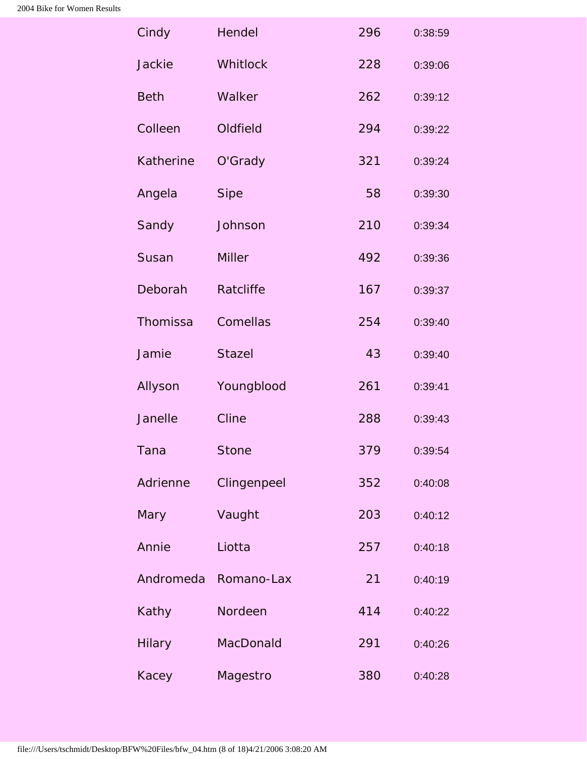| | | | |
|---|---|---|---|
| Cindy | Hendel | 296 | 0:38:59 |
| Jackie | Whitlock | 228 | 0:39:06 |
| Beth | Walker | 262 | 0:39:12 |
| Colleen | Oldfield | 294 | 0:39:22 |
| Katherine | O'Grady | 321 | 0:39:24 |
| Angela | Sipe | 58 | 0:39:30 |
| Sandy | Johnson | 210 | 0:39:34 |
| Susan | Miller | 492 | 0:39:36 |
| Deborah | Ratcliffe | 167 | 0:39:37 |
| Thomissa | Comellas | 254 | 0:39:40 |
| Jamie | Stazel | 43 | 0:39:40 |
| Allyson | Youngblood | 261 | 0:39:41 |
| Janelle | Cline | 288 | 0:39:43 |
| Tana | Stone | 379 | 0:39:54 |
| Adrienne | Clingenpeel | 352 | 0:40:08 |
| Mary | Vaught | 203 | 0:40:12 |
| Annie | Liotta | 257 | 0:40:18 |
| Andromeda | Romano-Lax | 21 | 0:40:19 |
| Kathy | Nordeen | 414 | 0:40:22 |
| Hilary | MacDonald | 291 | 0:40:26 |
| Kacey | Magestro | 380 | 0:40:28 |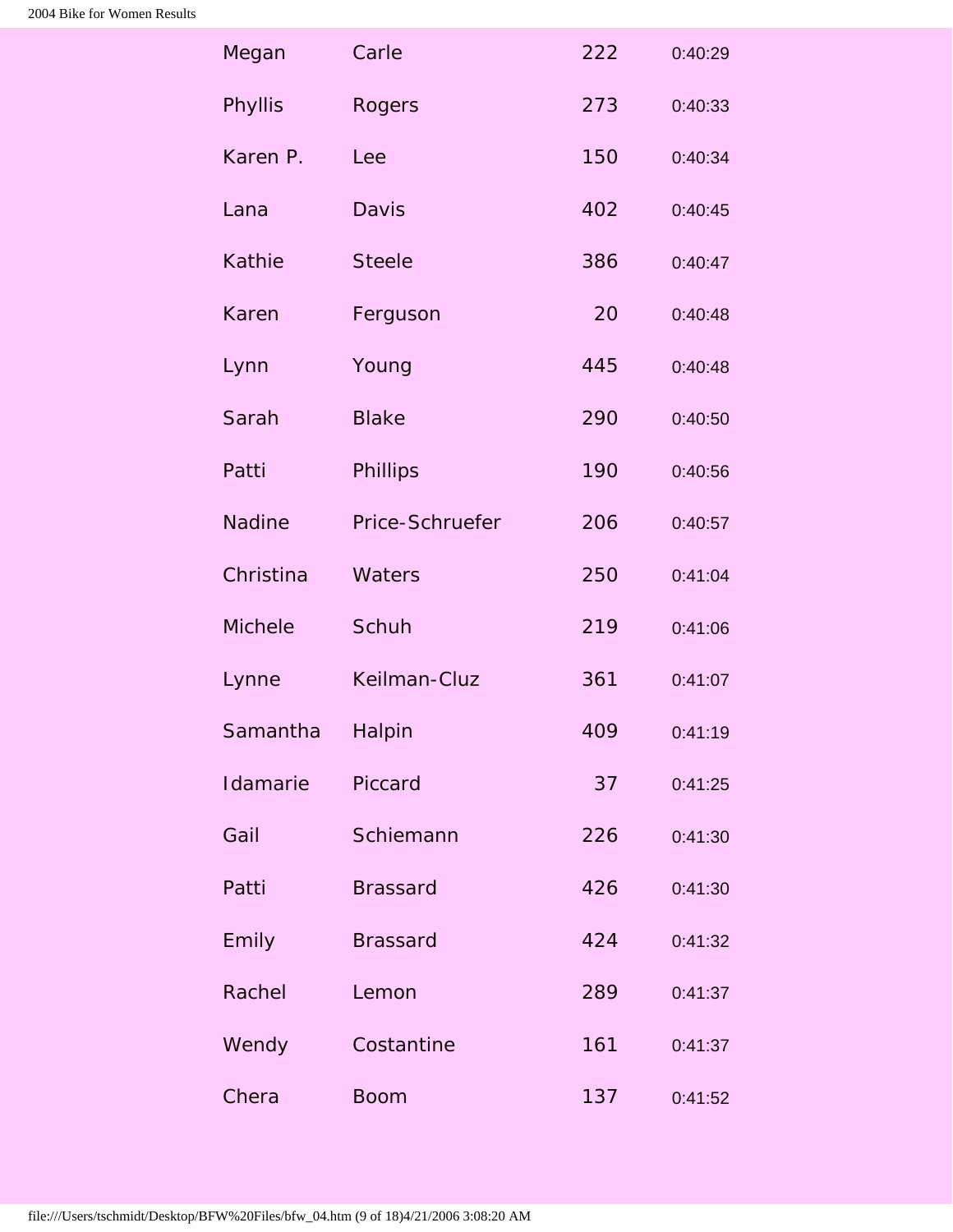| | | | |
|---|---|---|---|
| Megan | Carle | 222 | 0:40:29 |
| Phyllis | Rogers | 273 | 0:40:33 |
| Karen P. | Lee | 150 | 0:40:34 |
| Lana | Davis | 402 | 0:40:45 |
| Kathie | Steele | 386 | 0:40:47 |
| Karen | Ferguson | 20 | 0:40:48 |
| Lynn | Young | 445 | 0:40:48 |
| Sarah | Blake | 290 | 0:40:50 |
| Patti | Phillips | 190 | 0:40:56 |
| Nadine | Price-Schruefer | 206 | 0:40:57 |
| Christina | Waters | 250 | 0:41:04 |
| Michele | Schuh | 219 | 0:41:06 |
| Lynne | Keilman-Cluz | 361 | 0:41:07 |
| Samantha | Halpin | 409 | 0:41:19 |
| Idamarie | Piccard | 37 | 0:41:25 |
| Gail | Schiemann | 226 | 0:41:30 |
| Patti | Brassard | 426 | 0:41:30 |
| Emily | Brassard | 424 | 0:41:32 |
| Rachel | Lemon | 289 | 0:41:37 |
| Wendy | Costantine | 161 | 0:41:37 |
| Chera | Boom | 137 | 0:41:52 |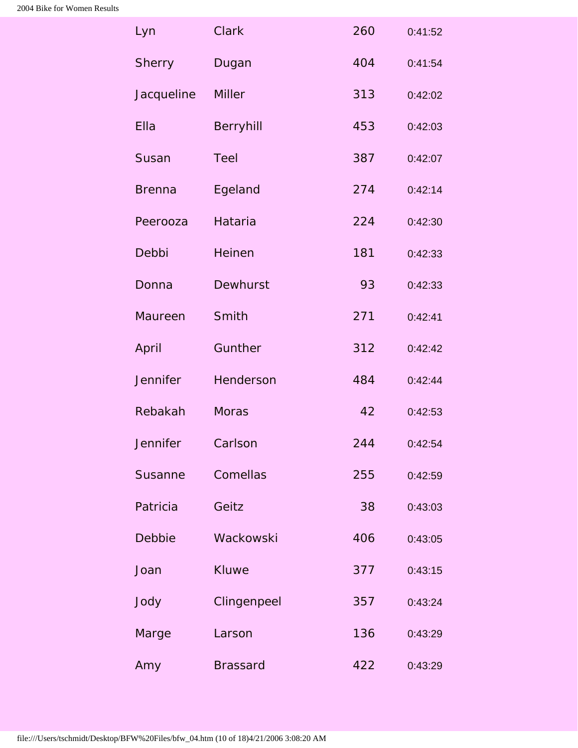| | | | |
|---|---|---|---|
| Lyn | Clark | 260 | 0:41:52 |
| Sherry | Dugan | 404 | 0:41:54 |
| Jacqueline | Miller | 313 | 0:42:02 |
| Ella | Berryhill | 453 | 0:42:03 |
| Susan | Teel | 387 | 0:42:07 |
| Brenna | Egeland | 274 | 0:42:14 |
| Peerooza | Hataria | 224 | 0:42:30 |
| Debbi | Heinen | 181 | 0:42:33 |
| Donna | Dewhurst | 93 | 0:42:33 |
| Maureen | Smith | 271 | 0:42:41 |
| April | Gunther | 312 | 0:42:42 |
| Jennifer | Henderson | 484 | 0:42:44 |
| Rebakah | Moras | 42 | 0:42:53 |
| Jennifer | Carlson | 244 | 0:42:54 |
| Susanne | Comellas | 255 | 0:42:59 |
| Patricia | Geitz | 38 | 0:43:03 |
| Debbie | Wackowski | 406 | 0:43:05 |
| Joan | Kluwe | 377 | 0:43:15 |
| Jody | Clingenpeel | 357 | 0:43:24 |
| Marge | Larson | 136 | 0:43:29 |
| Amy | Brassard | 422 | 0:43:29 |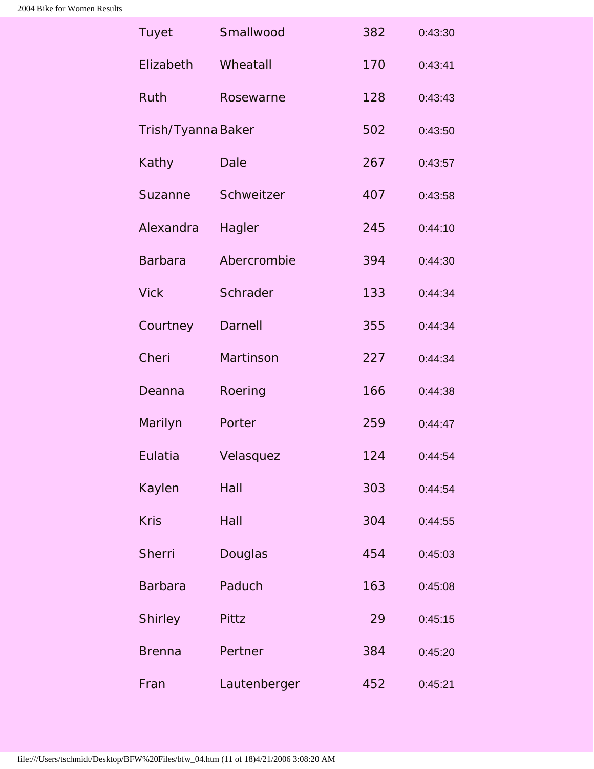| | | | |
|---|---|---|---|
| Tuyet | Smallwood | 382 | 0:43:30 |
| Elizabeth | Wheatall | 170 | 0:43:41 |
| Ruth | Rosewarne | 128 | 0:43:43 |
| Trish/Tyanna | Baker | 502 | 0:43:50 |
| Kathy | Dale | 267 | 0:43:57 |
| Suzanne | Schweitzer | 407 | 0:43:58 |
| Alexandra | Hagler | 245 | 0:44:10 |
| Barbara | Abercrombie | 394 | 0:44:30 |
| Vick | Schrader | 133 | 0:44:34 |
| Courtney | Darnell | 355 | 0:44:34 |
| Cheri | Martinson | 227 | 0:44:34 |
| Deanna | Roering | 166 | 0:44:38 |
| Marilyn | Porter | 259 | 0:44:47 |
| Eulatia | Velasquez | 124 | 0:44:54 |
| Kaylen | Hall | 303 | 0:44:54 |
| Kris | Hall | 304 | 0:44:55 |
| Sherri | Douglas | 454 | 0:45:03 |
| Barbara | Paduch | 163 | 0:45:08 |
| Shirley | Pittz | 29 | 0:45:15 |
| Brenna | Pertner | 384 | 0:45:20 |
| Fran | Lautenberger | 452 | 0:45:21 |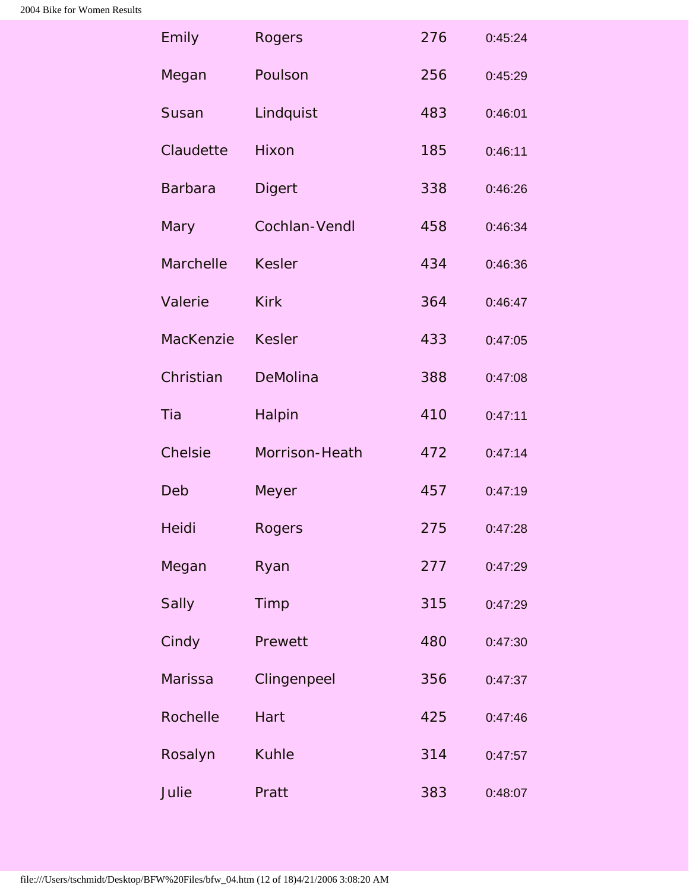| | | | |
|---|---|---|---|
| Emily | Rogers | 276 | 0:45:24 |
| Megan | Poulson | 256 | 0:45:29 |
| Susan | Lindquist | 483 | 0:46:01 |
| Claudette | Hixon | 185 | 0:46:11 |
| Barbara | Digert | 338 | 0:46:26 |
| Mary | Cochlan-Vendl | 458 | 0:46:34 |
| Marchelle | Kesler | 434 | 0:46:36 |
| Valerie | Kirk | 364 | 0:46:47 |
| MacKenzie | Kesler | 433 | 0:47:05 |
| Christian | DeMolina | 388 | 0:47:08 |
| Tia | Halpin | 410 | 0:47:11 |
| Chelsie | Morrison-Heath | 472 | 0:47:14 |
| Deb | Meyer | 457 | 0:47:19 |
| Heidi | Rogers | 275 | 0:47:28 |
| Megan | Ryan | 277 | 0:47:29 |
| Sally | Timp | 315 | 0:47:29 |
| Cindy | Prewett | 480 | 0:47:30 |
| Marissa | Clingenpeel | 356 | 0:47:37 |
| Rochelle | Hart | 425 | 0:47:46 |
| Rosalyn | Kuhle | 314 | 0:47:57 |
| Julie | Pratt | 383 | 0:48:07 |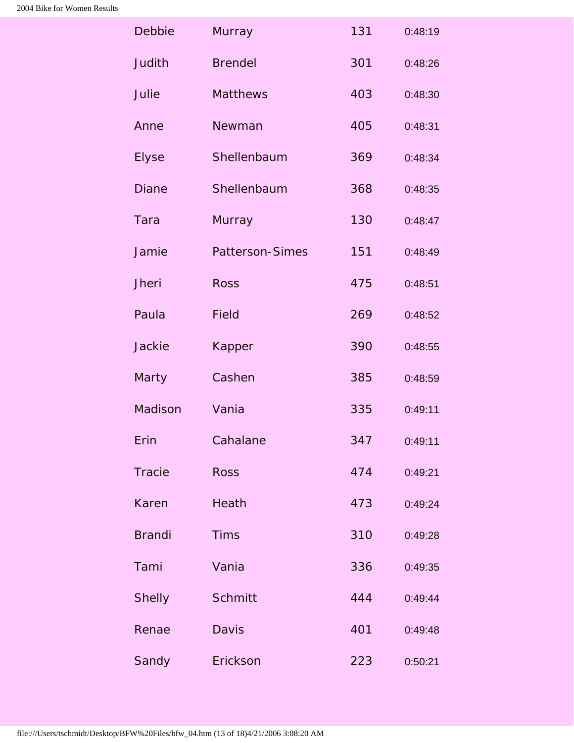| | | | |
|---|---|---|---|
| Debbie | Murray | 131 | 0:48:19 |
| Judith | Brendel | 301 | 0:48:26 |
| Julie | Matthews | 403 | 0:48:30 |
| Anne | Newman | 405 | 0:48:31 |
| Elyse | Shellenbaum | 369 | 0:48:34 |
| Diane | Shellenbaum | 368 | 0:48:35 |
| Tara | Murray | 130 | 0:48:47 |
| Jamie | Patterson-Simes | 151 | 0:48:49 |
| Jheri | Ross | 475 | 0:48:51 |
| Paula | Field | 269 | 0:48:52 |
| Jackie | Kapper | 390 | 0:48:55 |
| Marty | Cashen | 385 | 0:48:59 |
| Madison | Vania | 335 | 0:49:11 |
| Erin | Cahalane | 347 | 0:49:11 |
| Tracie | Ross | 474 | 0:49:21 |
| Karen | Heath | 473 | 0:49:24 |
| Brandi | Tims | 310 | 0:49:28 |
| Tami | Vania | 336 | 0:49:35 |
| Shelly | Schmitt | 444 | 0:49:44 |
| Renae | Davis | 401 | 0:49:48 |
| Sandy | Erickson | 223 | 0:50:21 |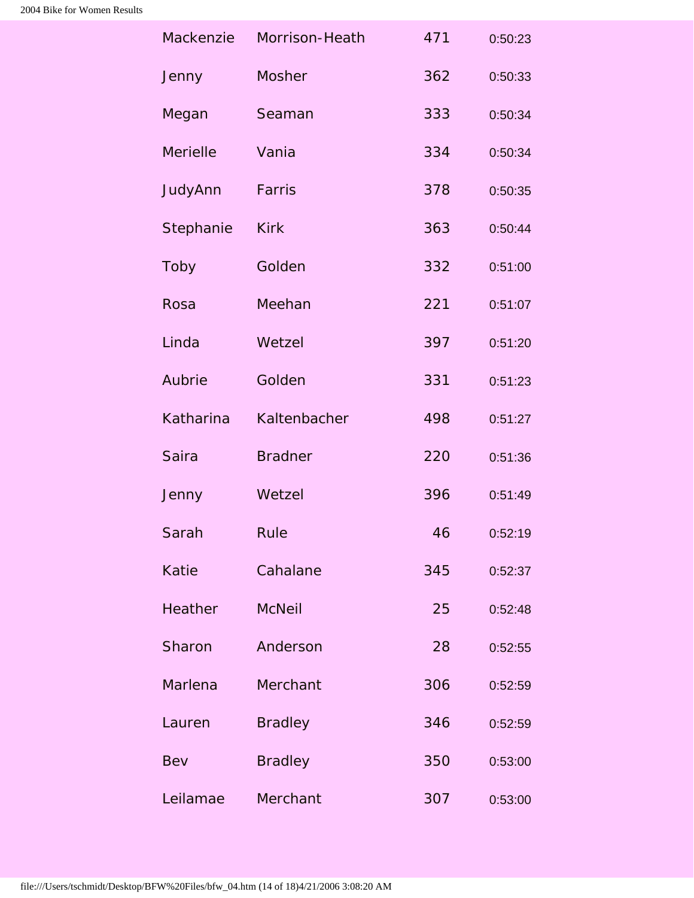| | | | |
|---|---|---|---|
| Mackenzie | Morrison-Heath | 471 | 0:50:23 |
| Jenny | Mosher | 362 | 0:50:33 |
| Megan | Seaman | 333 | 0:50:34 |
| Merielle | Vania | 334 | 0:50:34 |
| JudyAnn | Farris | 378 | 0:50:35 |
| Stephanie | Kirk | 363 | 0:50:44 |
| Toby | Golden | 332 | 0:51:00 |
| Rosa | Meehan | 221 | 0:51:07 |
| Linda | Wetzel | 397 | 0:51:20 |
| Aubrie | Golden | 331 | 0:51:23 |
| Katharina | Kaltenbacher | 498 | 0:51:27 |
| Saira | Bradner | 220 | 0:51:36 |
| Jenny | Wetzel | 396 | 0:51:49 |
| Sarah | Rule | 46 | 0:52:19 |
| Katie | Cahalane | 345 | 0:52:37 |
| Heather | McNeil | 25 | 0:52:48 |
| Sharon | Anderson | 28 | 0:52:55 |
| Marlena | Merchant | 306 | 0:52:59 |
| Lauren | Bradley | 346 | 0:52:59 |
| Bev | Bradley | 350 | 0:53:00 |
| Leilamae | Merchant | 307 | 0:53:00 |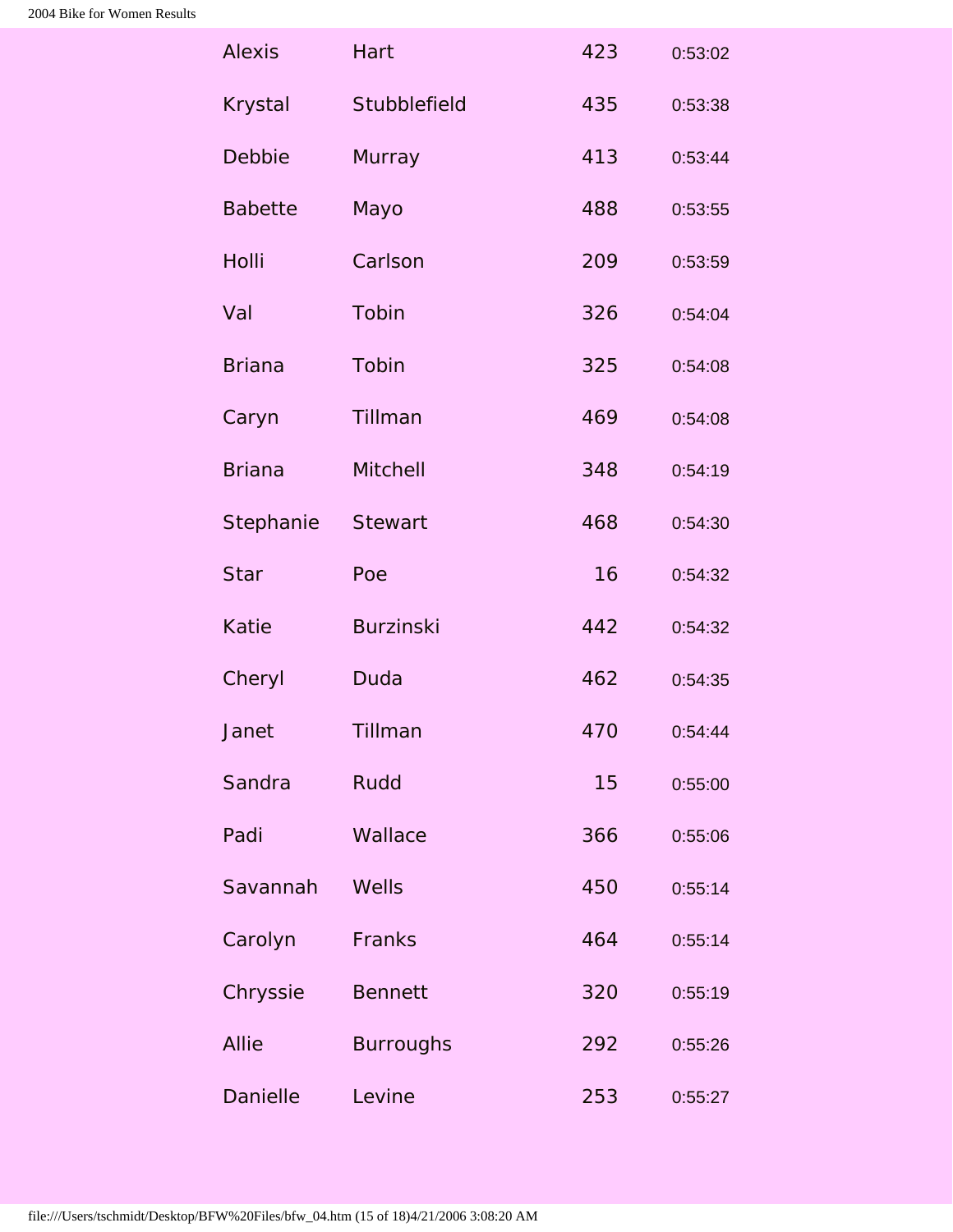| | | | |
|---|---|---|---|
| Alexis | Hart | 423 | 0:53:02 |
| Krystal | Stubblefield | 435 | 0:53:38 |
| Debbie | Murray | 413 | 0:53:44 |
| Babette | Mayo | 488 | 0:53:55 |
| Holli | Carlson | 209 | 0:53:59 |
| Val | Tobin | 326 | 0:54:04 |
| Briana | Tobin | 325 | 0:54:08 |
| Caryn | Tillman | 469 | 0:54:08 |
| Briana | Mitchell | 348 | 0:54:19 |
| Stephanie | Stewart | 468 | 0:54:30 |
| Star | Poe | 16 | 0:54:32 |
| Katie | Burzinski | 442 | 0:54:32 |
| Cheryl | Duda | 462 | 0:54:35 |
| Janet | Tillman | 470 | 0:54:44 |
| Sandra | Rudd | 15 | 0:55:00 |
| Padi | Wallace | 366 | 0:55:06 |
| Savannah | Wells | 450 | 0:55:14 |
| Carolyn | Franks | 464 | 0:55:14 |
| Chryssie | Bennett | 320 | 0:55:19 |
| Allie | Burroughs | 292 | 0:55:26 |
| Danielle | Levine | 253 | 0:55:27 |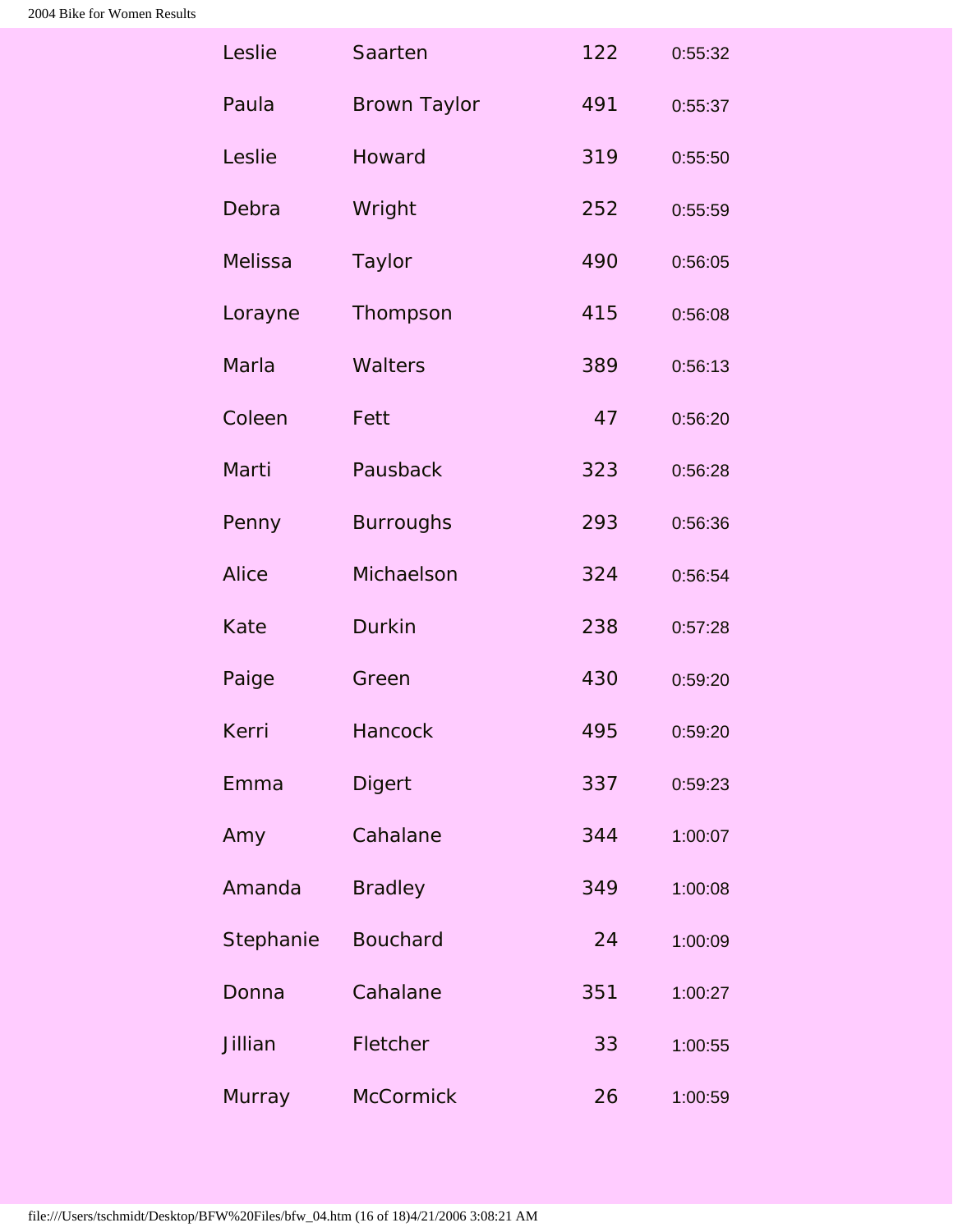| | | | |
|---|---|---|---|
| Leslie | Saarten | 122 | 0:55:32 |
| Paula | Brown Taylor | 491 | 0:55:37 |
| Leslie | Howard | 319 | 0:55:50 |
| Debra | Wright | 252 | 0:55:59 |
| Melissa | Taylor | 490 | 0:56:05 |
| Lorayne | Thompson | 415 | 0:56:08 |
| Marla | Walters | 389 | 0:56:13 |
| Coleen | Fett | 47 | 0:56:20 |
| Marti | Pausback | 323 | 0:56:28 |
| Penny | Burroughs | 293 | 0:56:36 |
| Alice | Michaelson | 324 | 0:56:54 |
| Kate | Durkin | 238 | 0:57:28 |
| Paige | Green | 430 | 0:59:20 |
| Kerri | Hancock | 495 | 0:59:20 |
| Emma | Digert | 337 | 0:59:23 |
| Amy | Cahalane | 344 | 1:00:07 |
| Amanda | Bradley | 349 | 1:00:08 |
| Stephanie | Bouchard | 24 | 1:00:09 |
| Donna | Cahalane | 351 | 1:00:27 |
| Jillian | Fletcher | 33 | 1:00:55 |
| Murray | McCormick | 26 | 1:00:59 |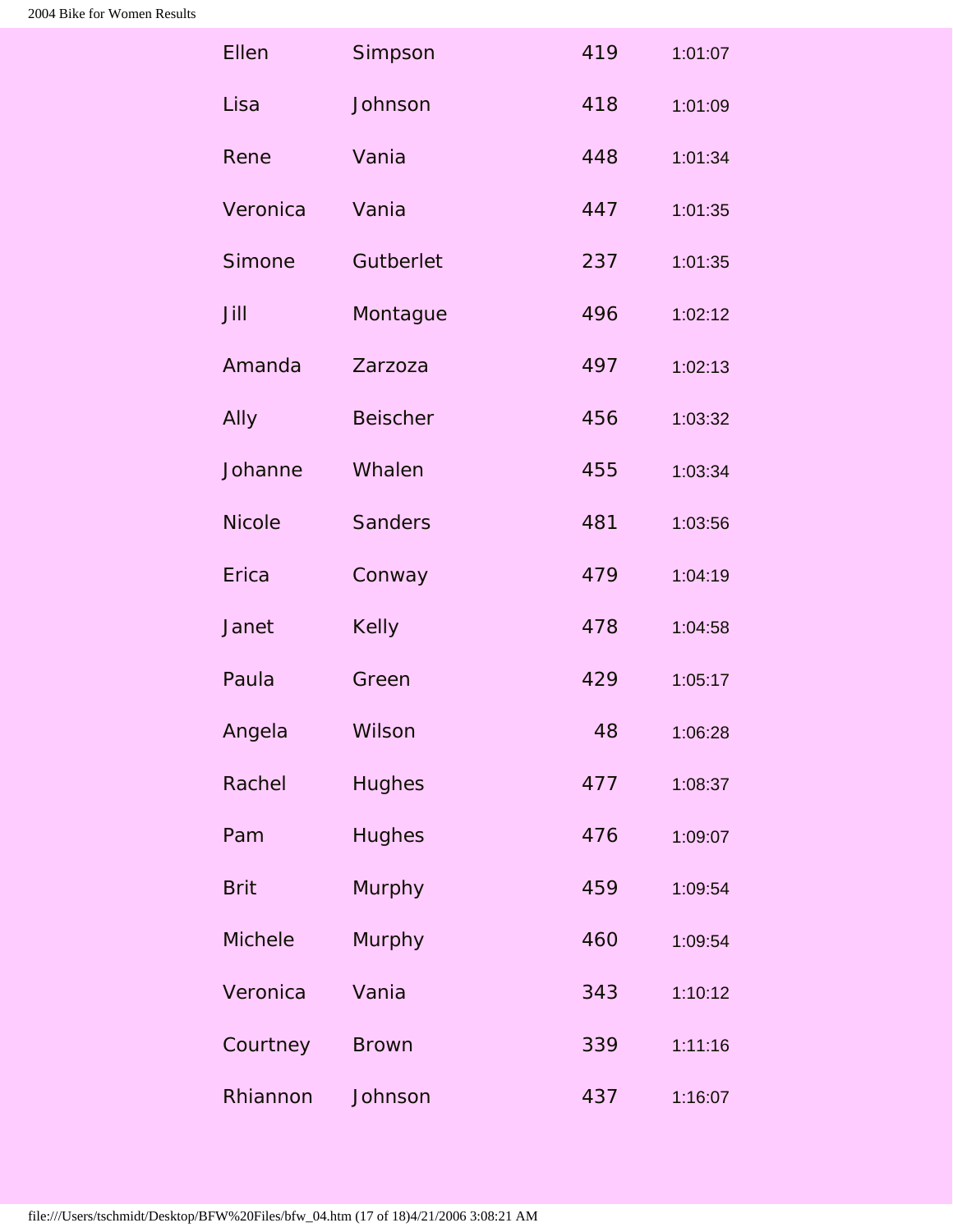| | | | |
|---|---|---|---|
| Ellen | Simpson | 419 | 1:01:07 |
| Lisa | Johnson | 418 | 1:01:09 |
| Rene | Vania | 448 | 1:01:34 |
| Veronica | Vania | 447 | 1:01:35 |
| Simone | Gutberlet | 237 | 1:01:35 |
| Jill | Montague | 496 | 1:02:12 |
| Amanda | Zarzoza | 497 | 1:02:13 |
| Ally | Beischer | 456 | 1:03:32 |
| Johanne | Whalen | 455 | 1:03:34 |
| Nicole | Sanders | 481 | 1:03:56 |
| Erica | Conway | 479 | 1:04:19 |
| Janet | Kelly | 478 | 1:04:58 |
| Paula | Green | 429 | 1:05:17 |
| Angela | Wilson | 48 | 1:06:28 |
| Rachel | Hughes | 477 | 1:08:37 |
| Pam | Hughes | 476 | 1:09:07 |
| Brit | Murphy | 459 | 1:09:54 |
| Michele | Murphy | 460 | 1:09:54 |
| Veronica | Vania | 343 | 1:10:12 |
| Courtney | Brown | 339 | 1:11:16 |
| Rhiannon | Johnson | 437 | 1:16:07 |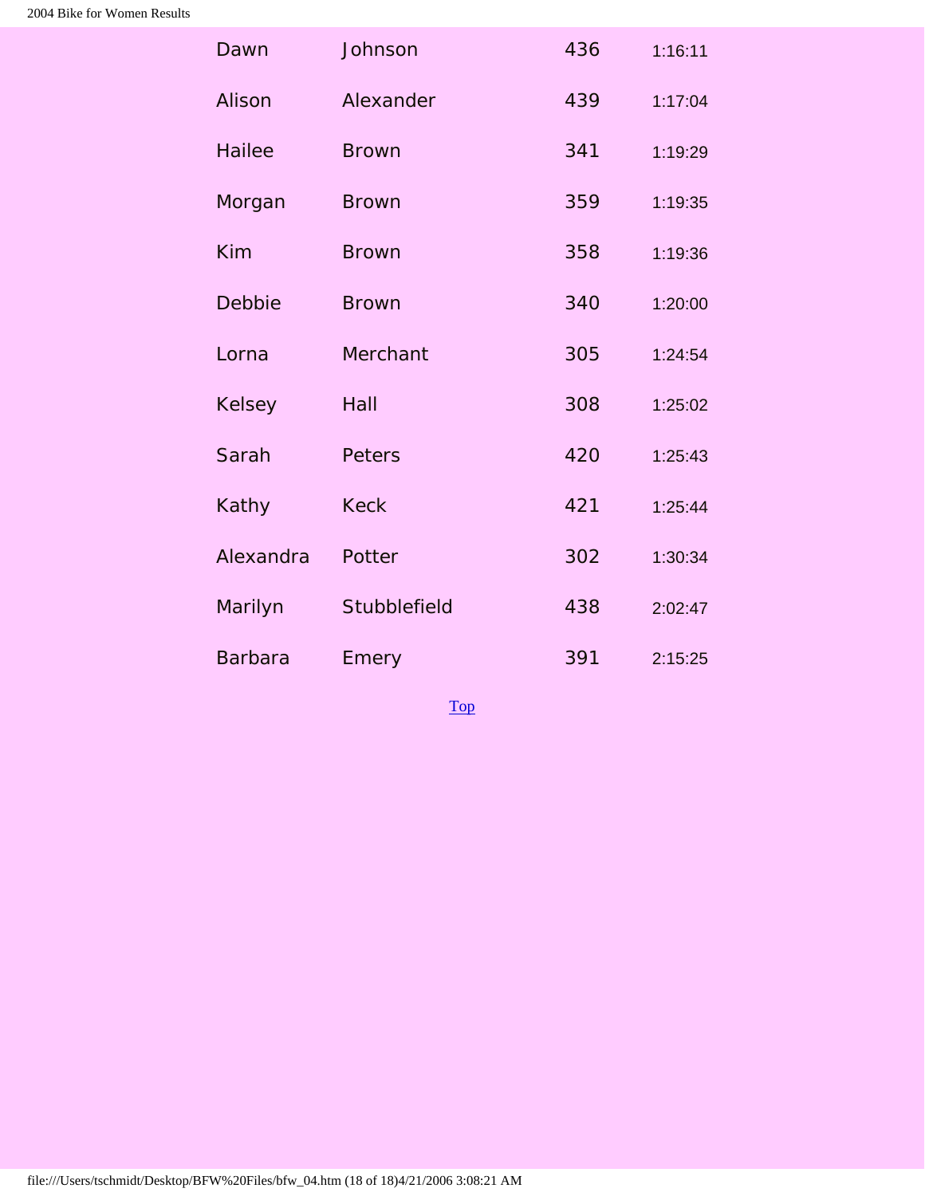| | | | |
|---|---|---|---|
| Dawn | Johnson | 436 | 1:16:11 |
| Alison | Alexander | 439 | 1:17:04 |
| Hailee | Brown | 341 | 1:19:29 |
| Morgan | Brown | 359 | 1:19:35 |
| Kim | Brown | 358 | 1:19:36 |
| Debbie | Brown | 340 | 1:20:00 |
| Lorna | Merchant | 305 | 1:24:54 |
| Kelsey | Hall | 308 | 1:25:02 |
| Sarah | Peters | 420 | 1:25:43 |
| Kathy | Keck | 421 | 1:25:44 |
| Alexandra | Potter | 302 | 1:30:34 |
| Marilyn | Stubblefield | 438 | 2:02:47 |
| Barbara | Emery | 391 | 2:15:25 |

Top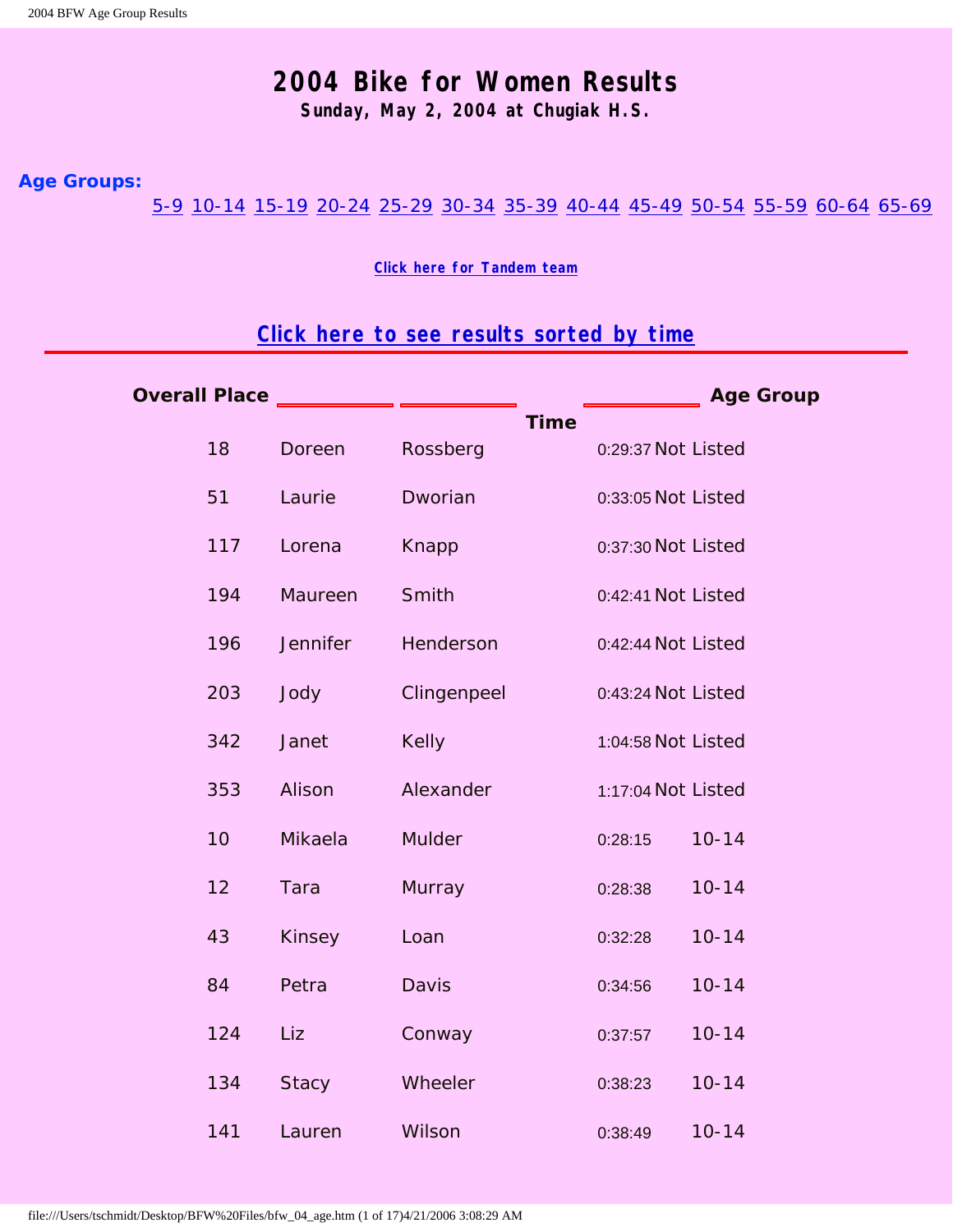# 2004 Bike for Women Results

**Sunday, May 2, 2004 at Chugiak H.S.**

**Age Groups:**

5-9 10-14 15-19 20-24 25-29 30-34 35-39 40-44 45-49 50-54 55-59 60-64 65-69

**Click here for Tandem team**

## Click here to see results sorted by time

| Overall Place | | | Time | Age Group |
|---|---|---|---|---|
| 18 | Doreen | Rossberg | 0:29:37 | Not Listed |
| 51 | Laurie | Dworian | 0:33:05 | Not Listed |
| 117 | Lorena | Knapp | 0:37:30 | Not Listed |
| 194 | Maureen | Smith | 0:42:41 | Not Listed |
| 196 | Jennifer | Henderson | 0:42:44 | Not Listed |
| 203 | Jody | Clingenpeel | 0:43:24 | Not Listed |
| 342 | Janet | Kelly | 1:04:58 | Not Listed |
| 353 | Alison | Alexander | 1:17:04 | Not Listed |
| 10 | Mikaela | Mulder | 0:28:15 | 10-14 |
| 12 | Tara | Murray | 0:28:38 | 10-14 |
| 43 | Kinsey | Loan | 0:32:28 | 10-14 |
| 84 | Petra | Davis | 0:34:56 | 10-14 |
| 124 | Liz | Conway | 0:37:57 | 10-14 |
| 134 | Stacy | Wheeler | 0:38:23 | 10-14 |
| 141 | Lauren | Wilson | 0:38:49 | 10-14 |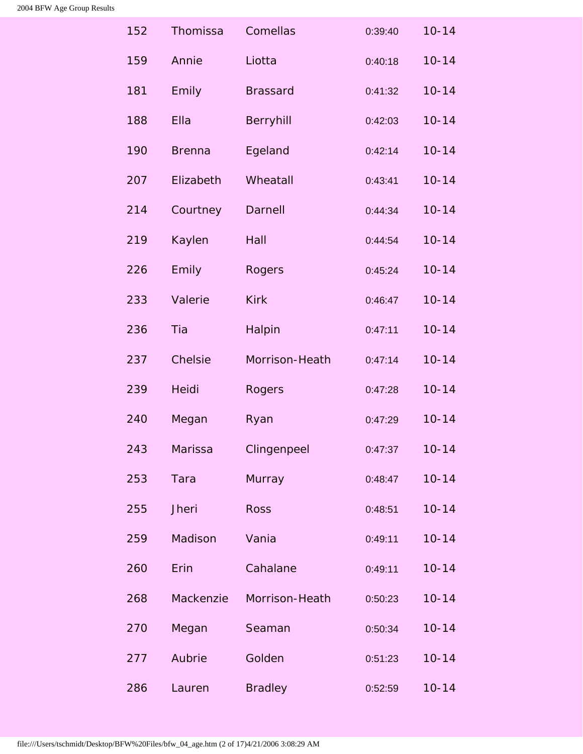| | | | | |
|---|---|---|---|---|
| 152 | Thomissa | Comellas | 0:39:40 | 10-14 |
| 159 | Annie | Liotta | 0:40:18 | 10-14 |
| 181 | Emily | Brassard | 0:41:32 | 10-14 |
| 188 | Ella | Berryhill | 0:42:03 | 10-14 |
| 190 | Brenna | Egeland | 0:42:14 | 10-14 |
| 207 | Elizabeth | Wheatall | 0:43:41 | 10-14 |
| 214 | Courtney | Darnell | 0:44:34 | 10-14 |
| 219 | Kaylen | Hall | 0:44:54 | 10-14 |
| 226 | Emily | Rogers | 0:45:24 | 10-14 |
| 233 | Valerie | Kirk | 0:46:47 | 10-14 |
| 236 | Tia | Halpin | 0:47:11 | 10-14 |
| 237 | Chelsie | Morrison-Heath | 0:47:14 | 10-14 |
| 239 | Heidi | Rogers | 0:47:28 | 10-14 |
| 240 | Megan | Ryan | 0:47:29 | 10-14 |
| 243 | Marissa | Clingenpeel | 0:47:37 | 10-14 |
| 253 | Tara | Murray | 0:48:47 | 10-14 |
| 255 | Jheri | Ross | 0:48:51 | 10-14 |
| 259 | Madison | Vania | 0:49:11 | 10-14 |
| 260 | Erin | Cahalane | 0:49:11 | 10-14 |
| 268 | Mackenzie | Morrison-Heath | 0:50:23 | 10-14 |
| 270 | Megan | Seaman | 0:50:34 | 10-14 |
| 277 | Aubrie | Golden | 0:51:23 | 10-14 |
| 286 | Lauren | Bradley | 0:52:59 | 10-14 |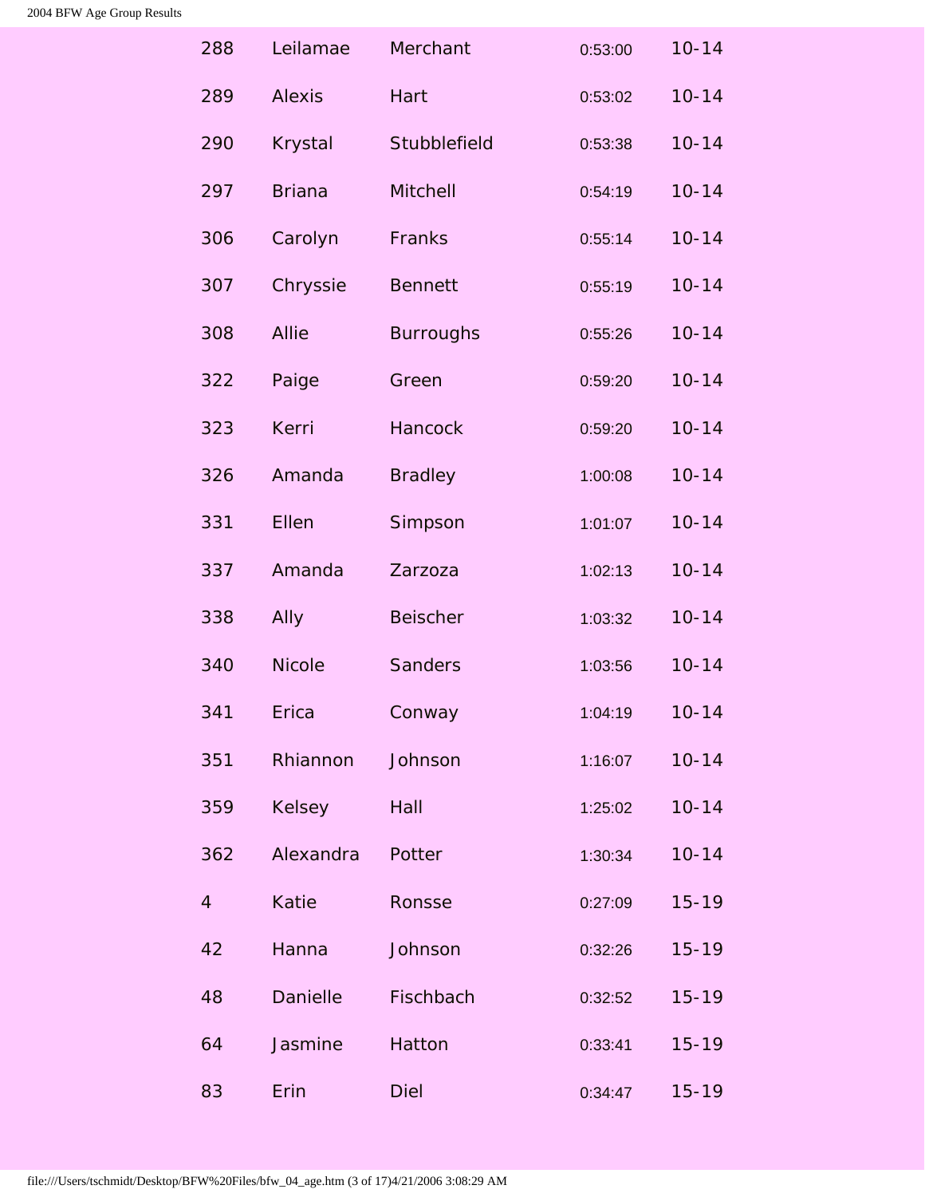| | | | | |
|---|---|---|---|---|
| 288 | Leilamae | Merchant | 0:53:00 | 10-14 |
| 289 | Alexis | Hart | 0:53:02 | 10-14 |
| 290 | Krystal | Stubblefield | 0:53:38 | 10-14 |
| 297 | Briana | Mitchell | 0:54:19 | 10-14 |
| 306 | Carolyn | Franks | 0:55:14 | 10-14 |
| 307 | Chryssie | Bennett | 0:55:19 | 10-14 |
| 308 | Allie | Burroughs | 0:55:26 | 10-14 |
| 322 | Paige | Green | 0:59:20 | 10-14 |
| 323 | Kerri | Hancock | 0:59:20 | 10-14 |
| 326 | Amanda | Bradley | 1:00:08 | 10-14 |
| 331 | Ellen | Simpson | 1:01:07 | 10-14 |
| 337 | Amanda | Zarzoza | 1:02:13 | 10-14 |
| 338 | Ally | Beischer | 1:03:32 | 10-14 |
| 340 | Nicole | Sanders | 1:03:56 | 10-14 |
| 341 | Erica | Conway | 1:04:19 | 10-14 |
| 351 | Rhiannon | Johnson | 1:16:07 | 10-14 |
| 359 | Kelsey | Hall | 1:25:02 | 10-14 |
| 362 | Alexandra | Potter | 1:30:34 | 10-14 |
| 4 | Katie | Ronsse | 0:27:09 | 15-19 |
| 42 | Hanna | Johnson | 0:32:26 | 15-19 |
| 48 | Danielle | Fischbach | 0:32:52 | 15-19 |
| 64 | Jasmine | Hatton | 0:33:41 | 15-19 |
| 83 | Erin | Diel | 0:34:47 | 15-19 |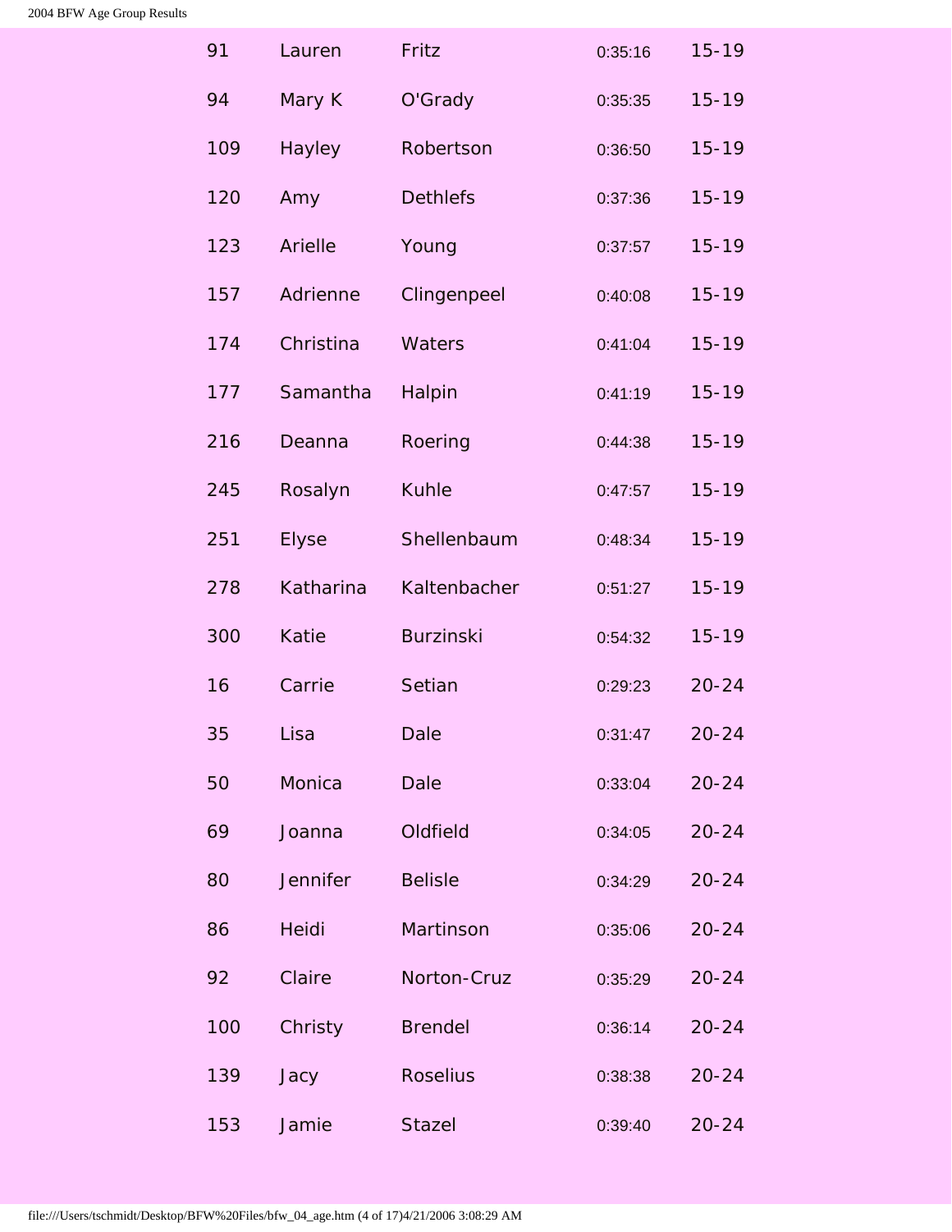| | | | | |
|---|---|---|---|---|
| 91 | Lauren | Fritz | 0:35:16 | 15-19 |
| 94 | Mary K | O'Grady | 0:35:35 | 15-19 |
| 109 | Hayley | Robertson | 0:36:50 | 15-19 |
| 120 | Amy | Dethlefs | 0:37:36 | 15-19 |
| 123 | Arielle | Young | 0:37:57 | 15-19 |
| 157 | Adrienne | Clingenpeel | 0:40:08 | 15-19 |
| 174 | Christina | Waters | 0:41:04 | 15-19 |
| 177 | Samantha | Halpin | 0:41:19 | 15-19 |
| 216 | Deanna | Roering | 0:44:38 | 15-19 |
| 245 | Rosalyn | Kuhle | 0:47:57 | 15-19 |
| 251 | Elyse | Shellenbaum | 0:48:34 | 15-19 |
| 278 | Katharina | Kaltenbacher | 0:51:27 | 15-19 |
| 300 | Katie | Burzinski | 0:54:32 | 15-19 |
| 16 | Carrie | Setian | 0:29:23 | 20-24 |
| 35 | Lisa | Dale | 0:31:47 | 20-24 |
| 50 | Monica | Dale | 0:33:04 | 20-24 |
| 69 | Joanna | Oldfield | 0:34:05 | 20-24 |
| 80 | Jennifer | Belisle | 0:34:29 | 20-24 |
| 86 | Heidi | Martinson | 0:35:06 | 20-24 |
| 92 | Claire | Norton-Cruz | 0:35:29 | 20-24 |
| 100 | Christy | Brendel | 0:36:14 | 20-24 |
| 139 | Jacy | Roselius | 0:38:38 | 20-24 |
| 153 | Jamie | Stazel | 0:39:40 | 20-24 |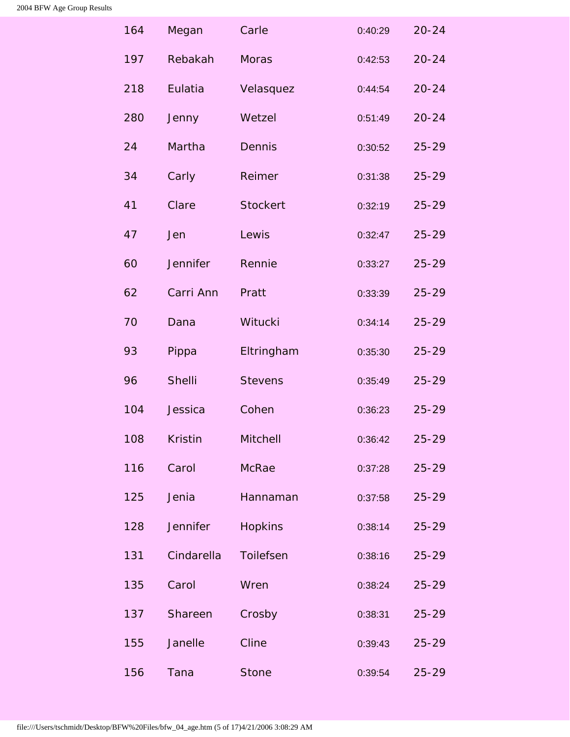| | | | | |
|---|---|---|---|---|
| 164 | Megan | Carle | 0:40:29 | 20-24 |
| 197 | Rebakah | Moras | 0:42:53 | 20-24 |
| 218 | Eulatia | Velasquez | 0:44:54 | 20-24 |
| 280 | Jenny | Wetzel | 0:51:49 | 20-24 |
| 24 | Martha | Dennis | 0:30:52 | 25-29 |
| 34 | Carly | Reimer | 0:31:38 | 25-29 |
| 41 | Clare | Stockert | 0:32:19 | 25-29 |
| 47 | Jen | Lewis | 0:32:47 | 25-29 |
| 60 | Jennifer | Rennie | 0:33:27 | 25-29 |
| 62 | Carri Ann | Pratt | 0:33:39 | 25-29 |
| 70 | Dana | Witucki | 0:34:14 | 25-29 |
| 93 | Pippa | Eltringham | 0:35:30 | 25-29 |
| 96 | Shelli | Stevens | 0:35:49 | 25-29 |
| 104 | Jessica | Cohen | 0:36:23 | 25-29 |
| 108 | Kristin | Mitchell | 0:36:42 | 25-29 |
| 116 | Carol | McRae | 0:37:28 | 25-29 |
| 125 | Jenia | Hannaman | 0:37:58 | 25-29 |
| 128 | Jennifer | Hopkins | 0:38:14 | 25-29 |
| 131 | Cindarella | Toilefsen | 0:38:16 | 25-29 |
| 135 | Carol | Wren | 0:38:24 | 25-29 |
| 137 | Shareen | Crosby | 0:38:31 | 25-29 |
| 155 | Janelle | Cline | 0:39:43 | 25-29 |
| 156 | Tana | Stone | 0:39:54 | 25-29 |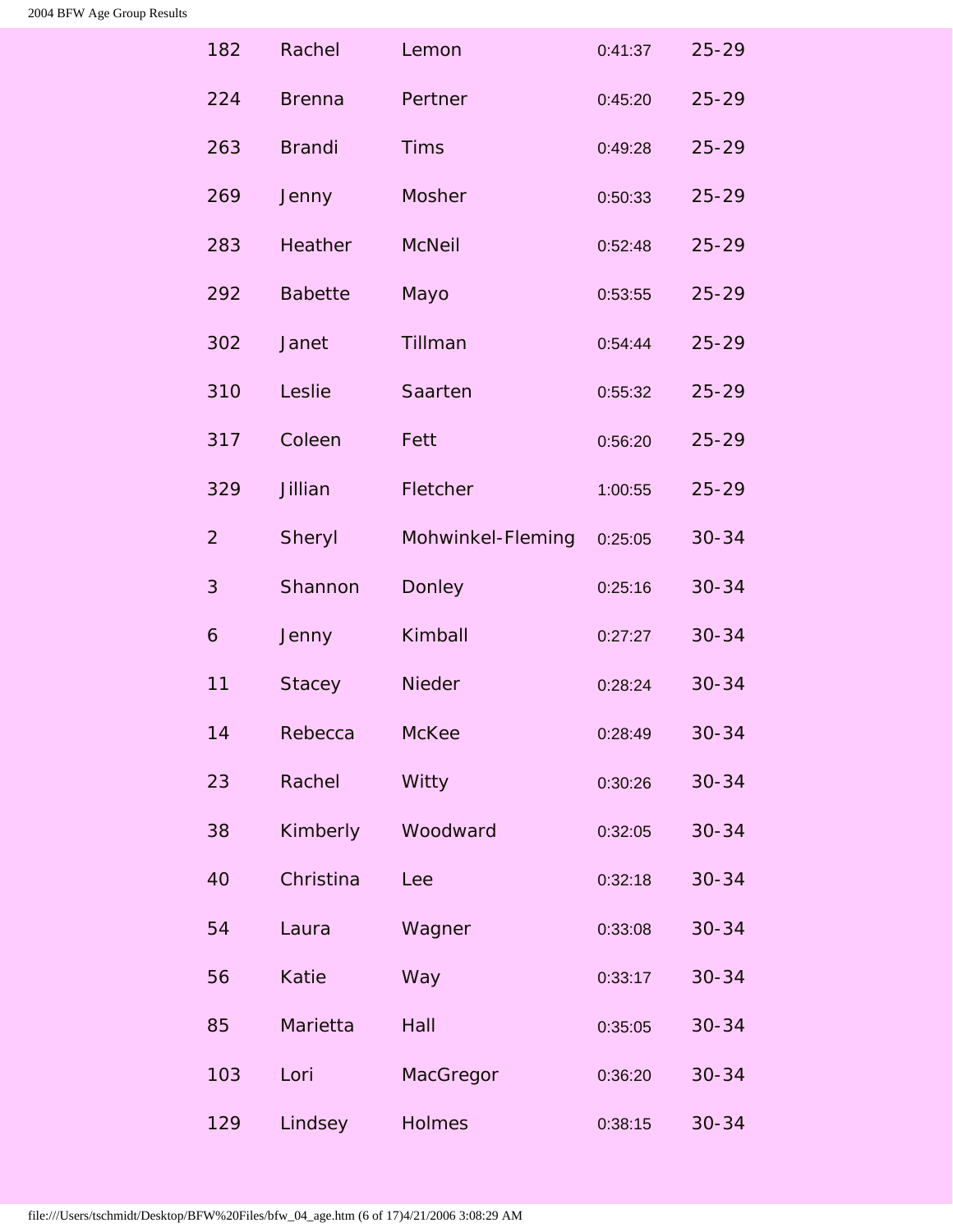| | | | | |
|---|---|---|---|---|
| 182 | Rachel | Lemon | 0:41:37 | 25-29 |
| 224 | Brenna | Pertner | 0:45:20 | 25-29 |
| 263 | Brandi | Tims | 0:49:28 | 25-29 |
| 269 | Jenny | Mosher | 0:50:33 | 25-29 |
| 283 | Heather | McNeil | 0:52:48 | 25-29 |
| 292 | Babette | Mayo | 0:53:55 | 25-29 |
| 302 | Janet | Tillman | 0:54:44 | 25-29 |
| 310 | Leslie | Saarten | 0:55:32 | 25-29 |
| 317 | Coleen | Fett | 0:56:20 | 25-29 |
| 329 | Jillian | Fletcher | 1:00:55 | 25-29 |
| 2 | Sheryl | Mohwinkel-Fleming | 0:25:05 | 30-34 |
| 3 | Shannon | Donley | 0:25:16 | 30-34 |
| 6 | Jenny | Kimball | 0:27:27 | 30-34 |
| 11 | Stacey | Nieder | 0:28:24 | 30-34 |
| 14 | Rebecca | McKee | 0:28:49 | 30-34 |
| 23 | Rachel | Witty | 0:30:26 | 30-34 |
| 38 | Kimberly | Woodward | 0:32:05 | 30-34 |
| 40 | Christina | Lee | 0:32:18 | 30-34 |
| 54 | Laura | Wagner | 0:33:08 | 30-34 |
| 56 | Katie | Way | 0:33:17 | 30-34 |
| 85 | Marietta | Hall | 0:35:05 | 30-34 |
| 103 | Lori | MacGregor | 0:36:20 | 30-34 |
| 129 | Lindsey | Holmes | 0:38:15 | 30-34 |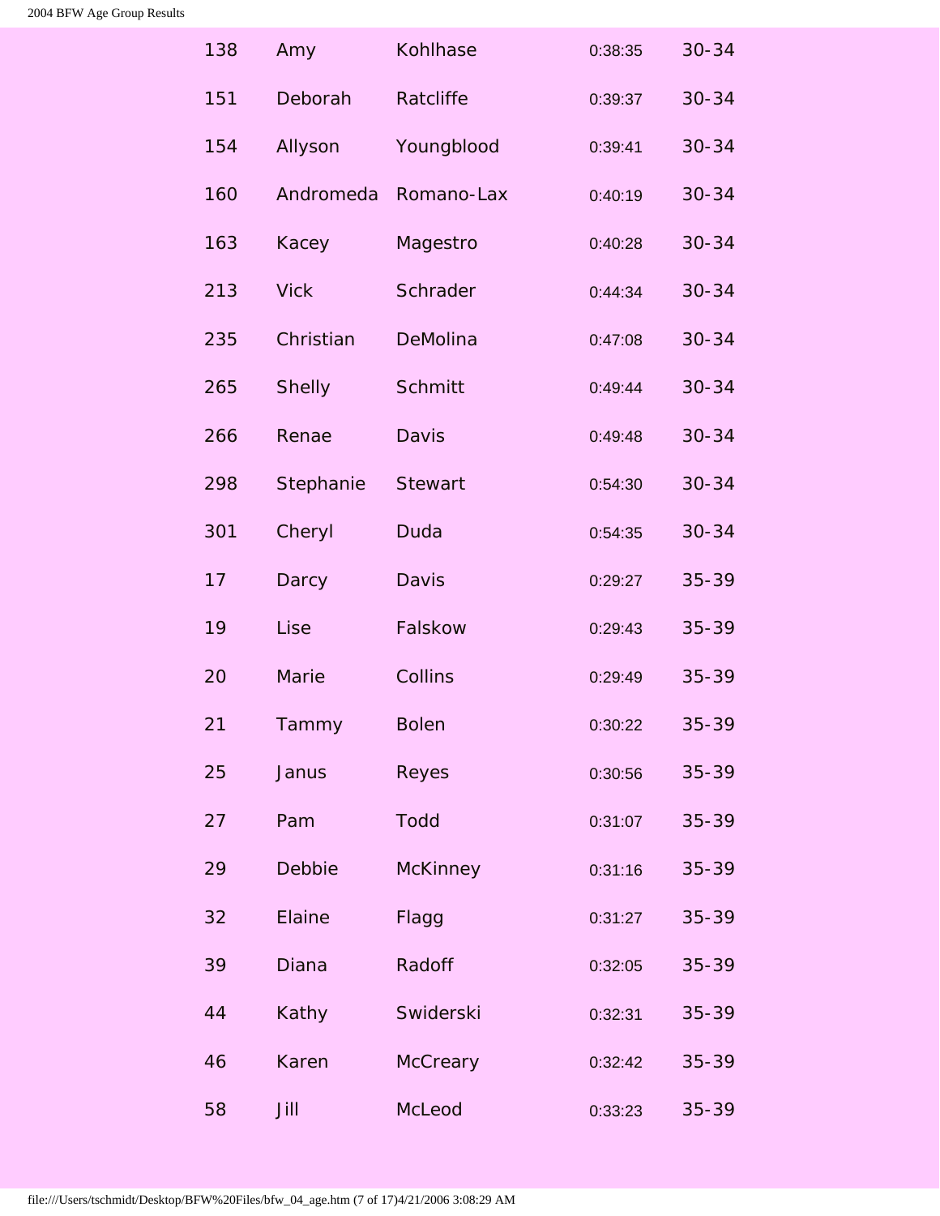| | | | | |
|---|---|---|---|---|
| 138 | Amy | Kohlhase | 0:38:35 | 30-34 |
| 151 | Deborah | Ratcliffe | 0:39:37 | 30-34 |
| 154 | Allyson | Youngblood | 0:39:41 | 30-34 |
| 160 | Andromeda | Romano-Lax | 0:40:19 | 30-34 |
| 163 | Kacey | Magestro | 0:40:28 | 30-34 |
| 213 | Vick | Schrader | 0:44:34 | 30-34 |
| 235 | Christian | DeMolina | 0:47:08 | 30-34 |
| 265 | Shelly | Schmitt | 0:49:44 | 30-34 |
| 266 | Renae | Davis | 0:49:48 | 30-34 |
| 298 | Stephanie | Stewart | 0:54:30 | 30-34 |
| 301 | Cheryl | Duda | 0:54:35 | 30-34 |
| 17 | Darcy | Davis | 0:29:27 | 35-39 |
| 19 | Lise | Falskow | 0:29:43 | 35-39 |
| 20 | Marie | Collins | 0:29:49 | 35-39 |
| 21 | Tammy | Bolen | 0:30:22 | 35-39 |
| 25 | Janus | Reyes | 0:30:56 | 35-39 |
| 27 | Pam | Todd | 0:31:07 | 35-39 |
| 29 | Debbie | McKinney | 0:31:16 | 35-39 |
| 32 | Elaine | Flagg | 0:31:27 | 35-39 |
| 39 | Diana | Radoff | 0:32:05 | 35-39 |
| 44 | Kathy | Swiderski | 0:32:31 | 35-39 |
| 46 | Karen | McCreary | 0:32:42 | 35-39 |
| 58 | Jill | McLeod | 0:33:23 | 35-39 |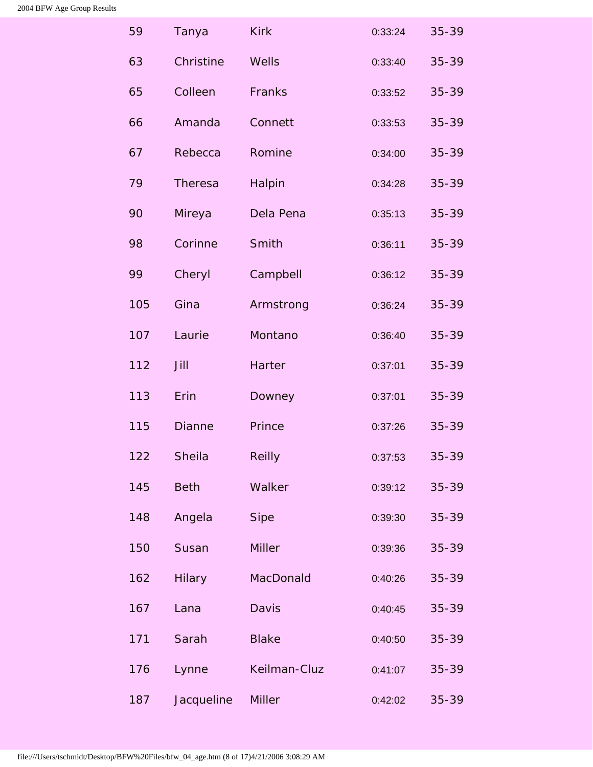| | | | | |
|---|---|---|---|---|
| 59 | Tanya | Kirk | 0:33:24 | 35-39 |
| 63 | Christine | Wells | 0:33:40 | 35-39 |
| 65 | Colleen | Franks | 0:33:52 | 35-39 |
| 66 | Amanda | Connett | 0:33:53 | 35-39 |
| 67 | Rebecca | Romine | 0:34:00 | 35-39 |
| 79 | Theresa | Halpin | 0:34:28 | 35-39 |
| 90 | Mireya | Dela Pena | 0:35:13 | 35-39 |
| 98 | Corinne | Smith | 0:36:11 | 35-39 |
| 99 | Cheryl | Campbell | 0:36:12 | 35-39 |
| 105 | Gina | Armstrong | 0:36:24 | 35-39 |
| 107 | Laurie | Montano | 0:36:40 | 35-39 |
| 112 | Jill | Harter | 0:37:01 | 35-39 |
| 113 | Erin | Downey | 0:37:01 | 35-39 |
| 115 | Dianne | Prince | 0:37:26 | 35-39 |
| 122 | Sheila | Reilly | 0:37:53 | 35-39 |
| 145 | Beth | Walker | 0:39:12 | 35-39 |
| 148 | Angela | Sipe | 0:39:30 | 35-39 |
| 150 | Susan | Miller | 0:39:36 | 35-39 |
| 162 | Hilary | MacDonald | 0:40:26 | 35-39 |
| 167 | Lana | Davis | 0:40:45 | 35-39 |
| 171 | Sarah | Blake | 0:40:50 | 35-39 |
| 176 | Lynne | Keilman-Cluz | 0:41:07 | 35-39 |
| 187 | Jacqueline | Miller | 0:42:02 | 35-39 |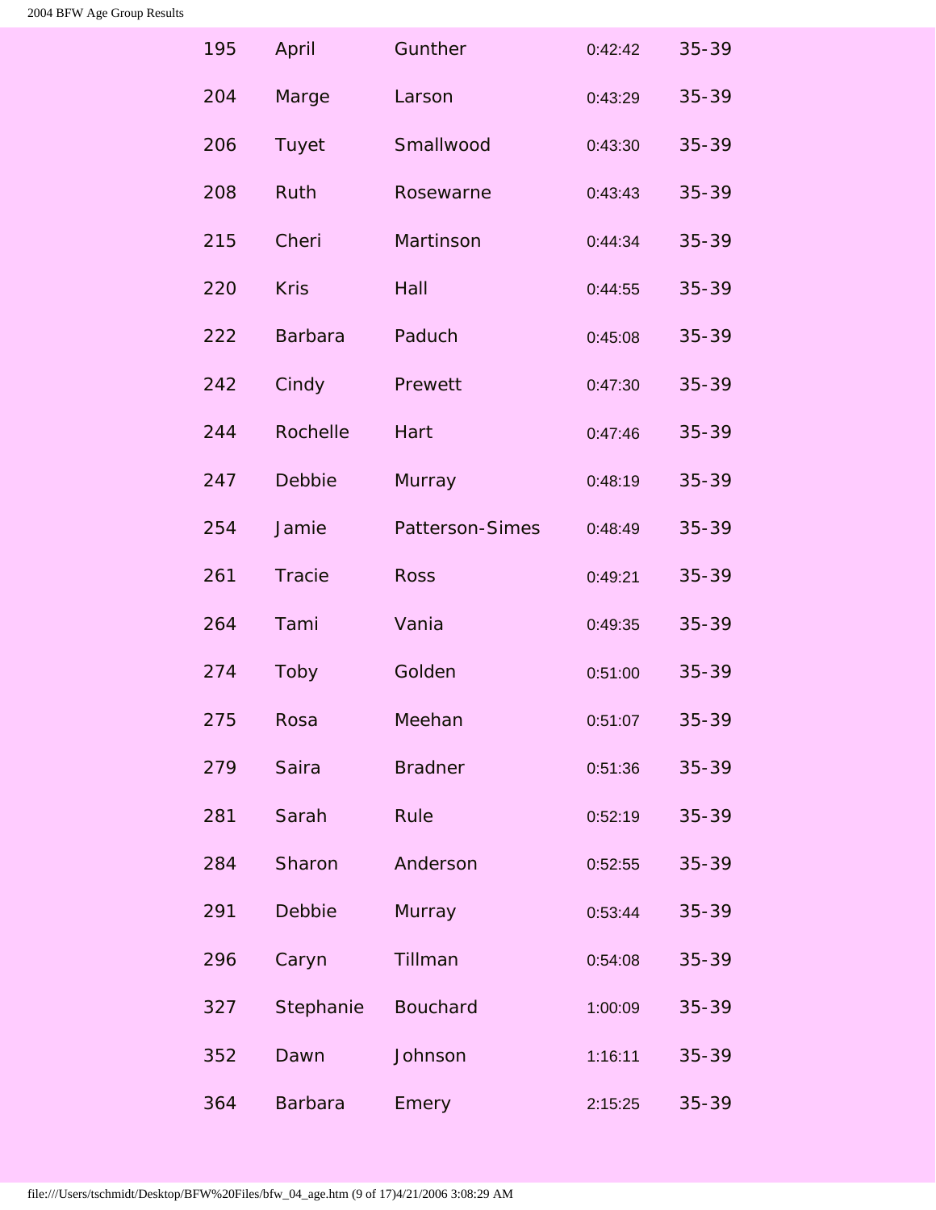| | | | | |
|---|---|---|---|---|
| 195 | April | Gunther | 0:42:42 | 35-39 |
| 204 | Marge | Larson | 0:43:29 | 35-39 |
| 206 | Tuyet | Smallwood | 0:43:30 | 35-39 |
| 208 | Ruth | Rosewarne | 0:43:43 | 35-39 |
| 215 | Cheri | Martinson | 0:44:34 | 35-39 |
| 220 | Kris | Hall | 0:44:55 | 35-39 |
| 222 | Barbara | Paduch | 0:45:08 | 35-39 |
| 242 | Cindy | Prewett | 0:47:30 | 35-39 |
| 244 | Rochelle | Hart | 0:47:46 | 35-39 |
| 247 | Debbie | Murray | 0:48:19 | 35-39 |
| 254 | Jamie | Patterson-Simes | 0:48:49 | 35-39 |
| 261 | Tracie | Ross | 0:49:21 | 35-39 |
| 264 | Tami | Vania | 0:49:35 | 35-39 |
| 274 | Toby | Golden | 0:51:00 | 35-39 |
| 275 | Rosa | Meehan | 0:51:07 | 35-39 |
| 279 | Saira | Bradner | 0:51:36 | 35-39 |
| 281 | Sarah | Rule | 0:52:19 | 35-39 |
| 284 | Sharon | Anderson | 0:52:55 | 35-39 |
| 291 | Debbie | Murray | 0:53:44 | 35-39 |
| 296 | Caryn | Tillman | 0:54:08 | 35-39 |
| 327 | Stephanie | Bouchard | 1:00:09 | 35-39 |
| 352 | Dawn | Johnson | 1:16:11 | 35-39 |
| 364 | Barbara | Emery | 2:15:25 | 35-39 |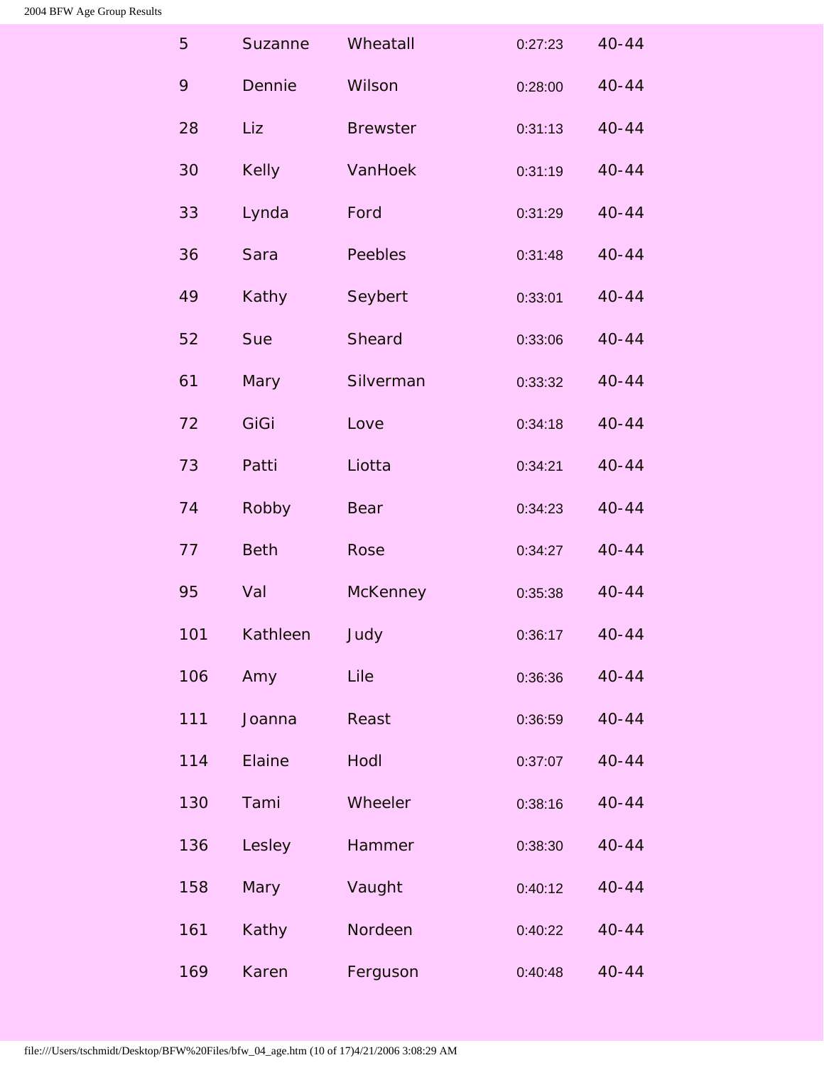| | | | | |
|---|---|---|---|---|
| 5 | Suzanne | Wheatall | 0:27:23 | 40-44 |
| 9 | Dennie | Wilson | 0:28:00 | 40-44 |
| 28 | Liz | Brewster | 0:31:13 | 40-44 |
| 30 | Kelly | VanHoek | 0:31:19 | 40-44 |
| 33 | Lynda | Ford | 0:31:29 | 40-44 |
| 36 | Sara | Peebles | 0:31:48 | 40-44 |
| 49 | Kathy | Seybert | 0:33:01 | 40-44 |
| 52 | Sue | Sheard | 0:33:06 | 40-44 |
| 61 | Mary | Silverman | 0:33:32 | 40-44 |
| 72 | GiGi | Love | 0:34:18 | 40-44 |
| 73 | Patti | Liotta | 0:34:21 | 40-44 |
| 74 | Robby | Bear | 0:34:23 | 40-44 |
| 77 | Beth | Rose | 0:34:27 | 40-44 |
| 95 | Val | McKenney | 0:35:38 | 40-44 |
| 101 | Kathleen | Judy | 0:36:17 | 40-44 |
| 106 | Amy | Lile | 0:36:36 | 40-44 |
| 111 | Joanna | Reast | 0:36:59 | 40-44 |
| 114 | Elaine | Hodl | 0:37:07 | 40-44 |
| 130 | Tami | Wheeler | 0:38:16 | 40-44 |
| 136 | Lesley | Hammer | 0:38:30 | 40-44 |
| 158 | Mary | Vaught | 0:40:12 | 40-44 |
| 161 | Kathy | Nordeen | 0:40:22 | 40-44 |
| 169 | Karen | Ferguson | 0:40:48 | 40-44 |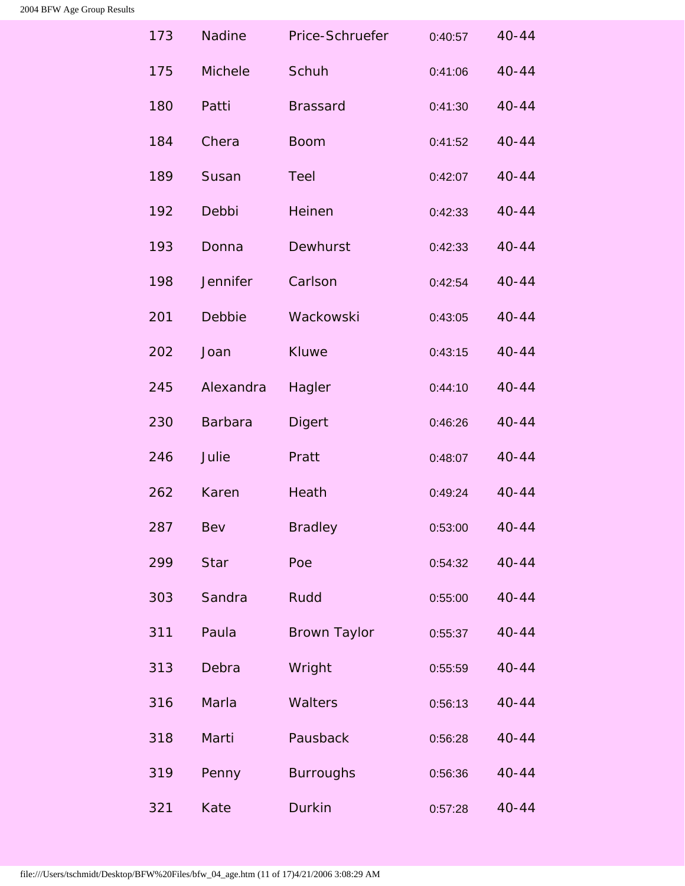| | | | | |
|---|---|---|---|---|
| 173 | Nadine | Price-Schruefer | 0:40:57 | 40-44 |
| 175 | Michele | Schuh | 0:41:06 | 40-44 |
| 180 | Patti | Brassard | 0:41:30 | 40-44 |
| 184 | Chera | Boom | 0:41:52 | 40-44 |
| 189 | Susan | Teel | 0:42:07 | 40-44 |
| 192 | Debbi | Heinen | 0:42:33 | 40-44 |
| 193 | Donna | Dewhurst | 0:42:33 | 40-44 |
| 198 | Jennifer | Carlson | 0:42:54 | 40-44 |
| 201 | Debbie | Wackowski | 0:43:05 | 40-44 |
| 202 | Joan | Kluwe | 0:43:15 | 40-44 |
| 245 | Alexandra | Hagler | 0:44:10 | 40-44 |
| 230 | Barbara | Digert | 0:46:26 | 40-44 |
| 246 | Julie | Pratt | 0:48:07 | 40-44 |
| 262 | Karen | Heath | 0:49:24 | 40-44 |
| 287 | Bev | Bradley | 0:53:00 | 40-44 |
| 299 | Star | Poe | 0:54:32 | 40-44 |
| 303 | Sandra | Rudd | 0:55:00 | 40-44 |
| 311 | Paula | Brown Taylor | 0:55:37 | 40-44 |
| 313 | Debra | Wright | 0:55:59 | 40-44 |
| 316 | Marla | Walters | 0:56:13 | 40-44 |
| 318 | Marti | Pausback | 0:56:28 | 40-44 |
| 319 | Penny | Burroughs | 0:56:36 | 40-44 |
| 321 | Kate | Durkin | 0:57:28 | 40-44 |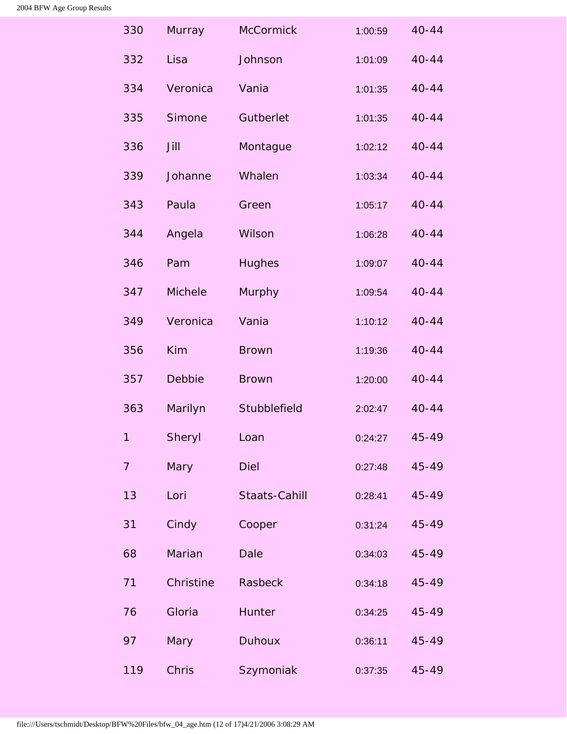| | | | | |
|---|---|---|---|---|
| 330 | Murray | McCormick | 1:00:59 | 40-44 |
| 332 | Lisa | Johnson | 1:01:09 | 40-44 |
| 334 | Veronica | Vania | 1:01:35 | 40-44 |
| 335 | Simone | Gutberlet | 1:01:35 | 40-44 |
| 336 | Jill | Montague | 1:02:12 | 40-44 |
| 339 | Johanne | Whalen | 1:03:34 | 40-44 |
| 343 | Paula | Green | 1:05:17 | 40-44 |
| 344 | Angela | Wilson | 1:06:28 | 40-44 |
| 346 | Pam | Hughes | 1:09:07 | 40-44 |
| 347 | Michele | Murphy | 1:09:54 | 40-44 |
| 349 | Veronica | Vania | 1:10:12 | 40-44 |
| 356 | Kim | Brown | 1:19:36 | 40-44 |
| 357 | Debbie | Brown | 1:20:00 | 40-44 |
| 363 | Marilyn | Stubblefield | 2:02:47 | 40-44 |
| 1 | Sheryl | Loan | 0:24:27 | 45-49 |
| 7 | Mary | Diel | 0:27:48 | 45-49 |
| 13 | Lori | Staats-Cahill | 0:28:41 | 45-49 |
| 31 | Cindy | Cooper | 0:31:24 | 45-49 |
| 68 | Marian | Dale | 0:34:03 | 45-49 |
| 71 | Christine | Rasbeck | 0:34:18 | 45-49 |
| 76 | Gloria | Hunter | 0:34:25 | 45-49 |
| 97 | Mary | Duhoux | 0:36:11 | 45-49 |
| 119 | Chris | Szymoniak | 0:37:35 | 45-49 |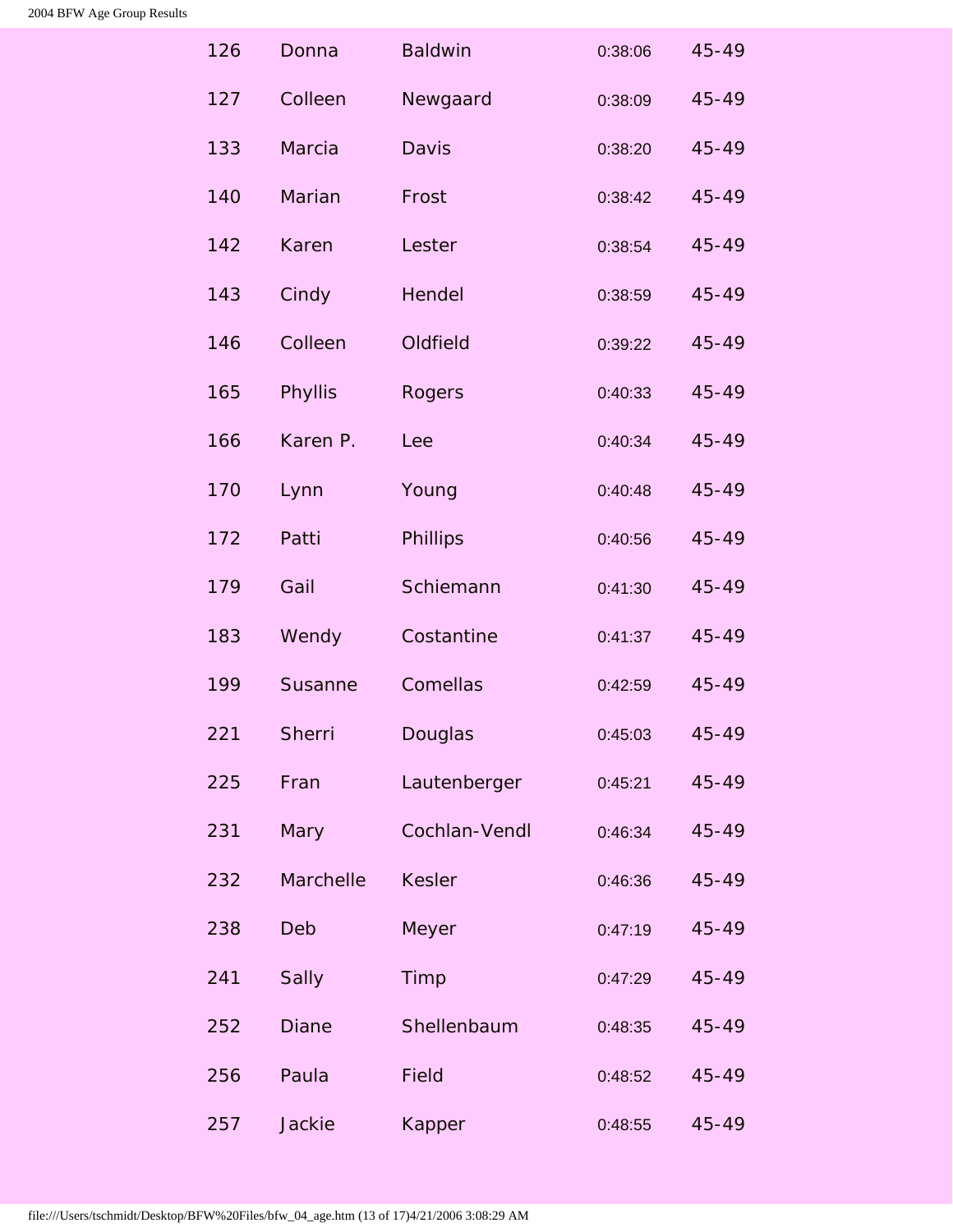| | | | | |
|---|---|---|---|---|
| 126 | Donna | Baldwin | 0:38:06 | 45-49 |
| 127 | Colleen | Newgaard | 0:38:09 | 45-49 |
| 133 | Marcia | Davis | 0:38:20 | 45-49 |
| 140 | Marian | Frost | 0:38:42 | 45-49 |
| 142 | Karen | Lester | 0:38:54 | 45-49 |
| 143 | Cindy | Hendel | 0:38:59 | 45-49 |
| 146 | Colleen | Oldfield | 0:39:22 | 45-49 |
| 165 | Phyllis | Rogers | 0:40:33 | 45-49 |
| 166 | Karen P. | Lee | 0:40:34 | 45-49 |
| 170 | Lynn | Young | 0:40:48 | 45-49 |
| 172 | Patti | Phillips | 0:40:56 | 45-49 |
| 179 | Gail | Schiemann | 0:41:30 | 45-49 |
| 183 | Wendy | Costantine | 0:41:37 | 45-49 |
| 199 | Susanne | Comellas | 0:42:59 | 45-49 |
| 221 | Sherri | Douglas | 0:45:03 | 45-49 |
| 225 | Fran | Lautenberger | 0:45:21 | 45-49 |
| 231 | Mary | Cochlan-Vendl | 0:46:34 | 45-49 |
| 232 | Marchelle | Kesler | 0:46:36 | 45-49 |
| 238 | Deb | Meyer | 0:47:19 | 45-49 |
| 241 | Sally | Timp | 0:47:29 | 45-49 |
| 252 | Diane | Shellenbaum | 0:48:35 | 45-49 |
| 256 | Paula | Field | 0:48:52 | 45-49 |
| 257 | Jackie | Kapper | 0:48:55 | 45-49 |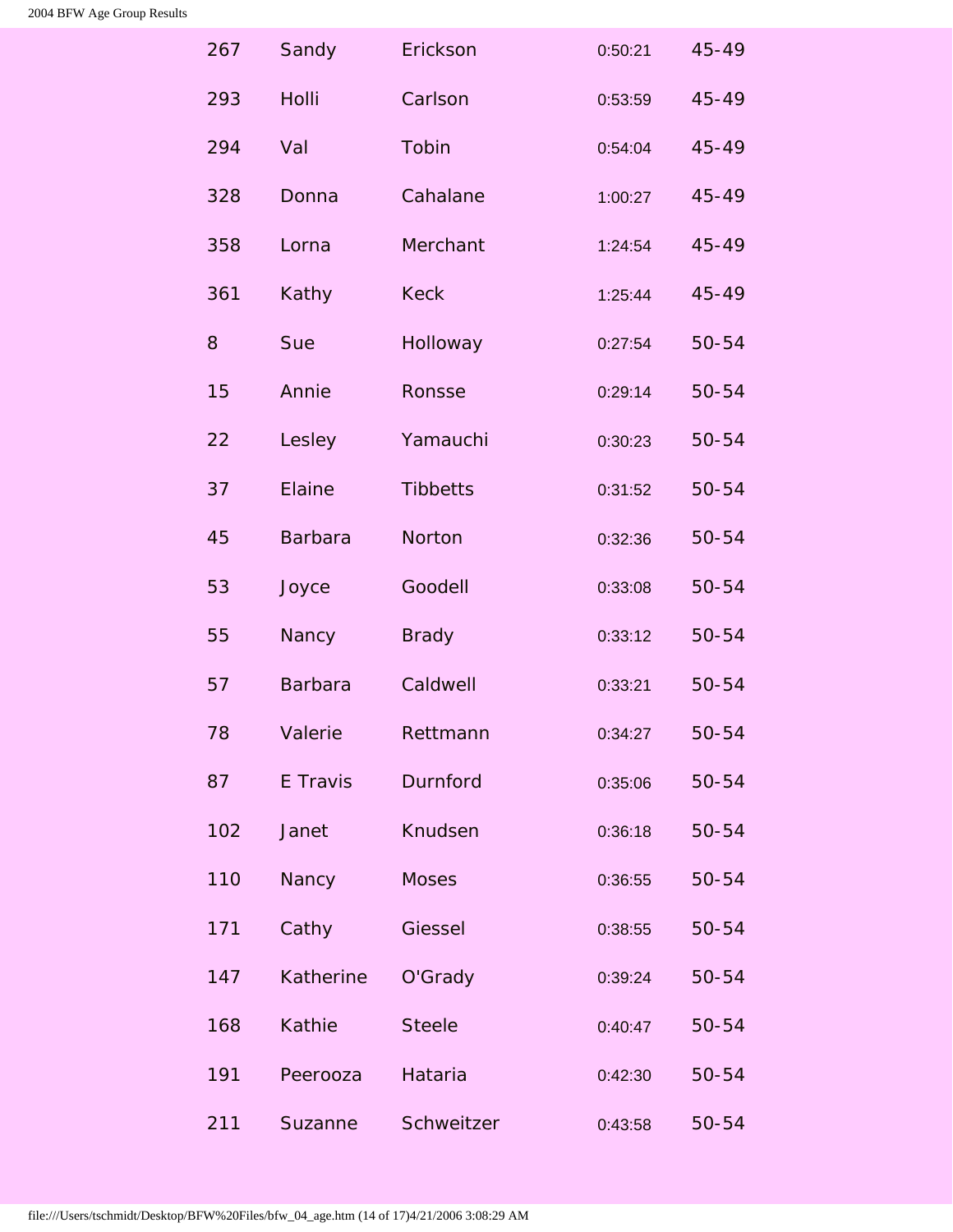| | | | | |
|---|---|---|---|---|
| 267 | Sandy | Erickson | 0:50:21 | 45-49 |
| 293 | Holli | Carlson | 0:53:59 | 45-49 |
| 294 | Val | Tobin | 0:54:04 | 45-49 |
| 328 | Donna | Cahalane | 1:00:27 | 45-49 |
| 358 | Lorna | Merchant | 1:24:54 | 45-49 |
| 361 | Kathy | Keck | 1:25:44 | 45-49 |
| 8 | Sue | Holloway | 0:27:54 | 50-54 |
| 15 | Annie | Ronsse | 0:29:14 | 50-54 |
| 22 | Lesley | Yamauchi | 0:30:23 | 50-54 |
| 37 | Elaine | Tibbetts | 0:31:52 | 50-54 |
| 45 | Barbara | Norton | 0:32:36 | 50-54 |
| 53 | Joyce | Goodell | 0:33:08 | 50-54 |
| 55 | Nancy | Brady | 0:33:12 | 50-54 |
| 57 | Barbara | Caldwell | 0:33:21 | 50-54 |
| 78 | Valerie | Rettmann | 0:34:27 | 50-54 |
| 87 | E Travis | Durnford | 0:35:06 | 50-54 |
| 102 | Janet | Knudsen | 0:36:18 | 50-54 |
| 110 | Nancy | Moses | 0:36:55 | 50-54 |
| 171 | Cathy | Giessel | 0:38:55 | 50-54 |
| 147 | Katherine | O'Grady | 0:39:24 | 50-54 |
| 168 | Kathie | Steele | 0:40:47 | 50-54 |
| 191 | Peerooza | Hataria | 0:42:30 | 50-54 |
| 211 | Suzanne | Schweitzer | 0:43:58 | 50-54 |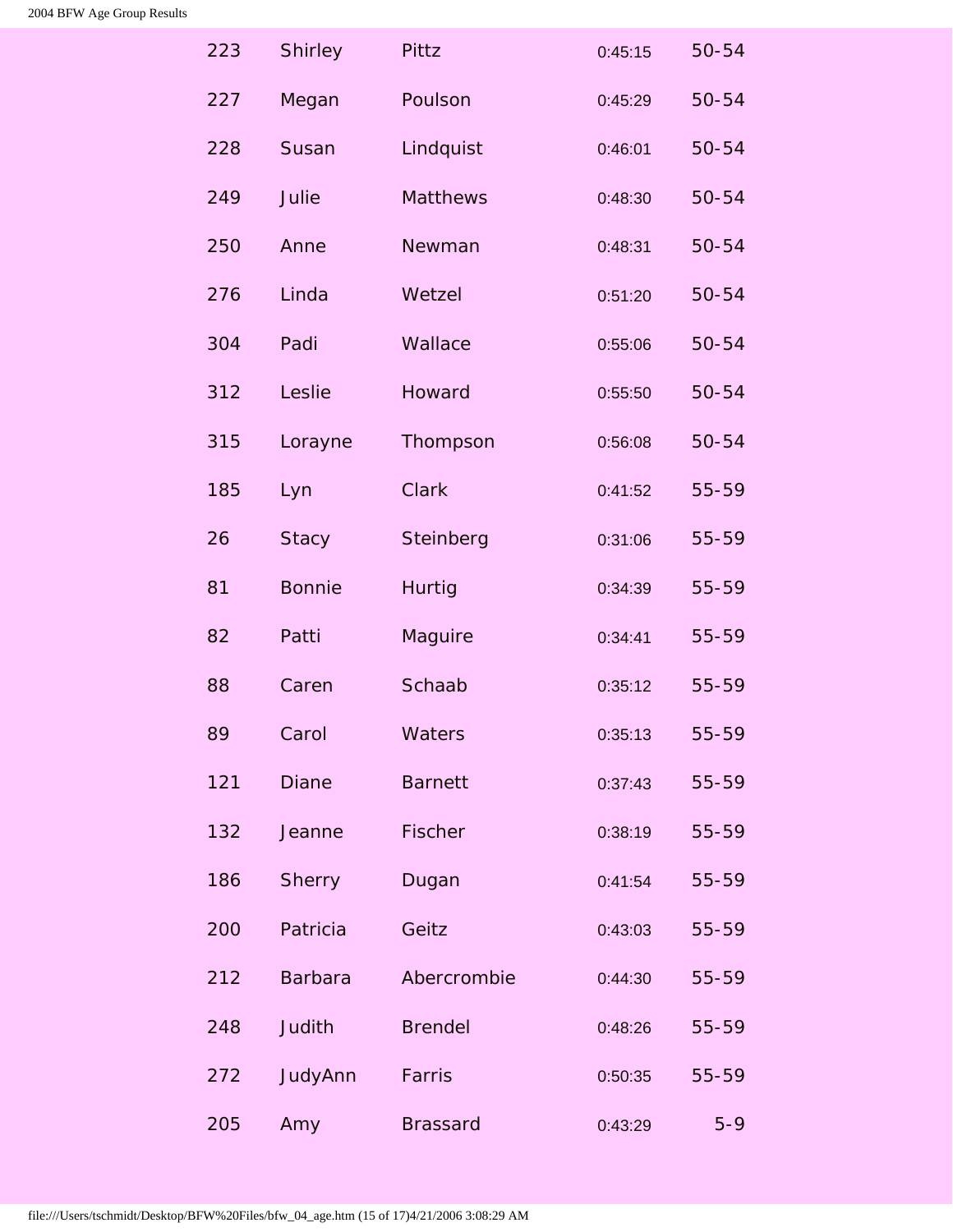| | | | | |
|---|---|---|---|---|
| 223 | Shirley | Pittz | 0:45:15 | 50-54 |
| 227 | Megan | Poulson | 0:45:29 | 50-54 |
| 228 | Susan | Lindquist | 0:46:01 | 50-54 |
| 249 | Julie | Matthews | 0:48:30 | 50-54 |
| 250 | Anne | Newman | 0:48:31 | 50-54 |
| 276 | Linda | Wetzel | 0:51:20 | 50-54 |
| 304 | Padi | Wallace | 0:55:06 | 50-54 |
| 312 | Leslie | Howard | 0:55:50 | 50-54 |
| 315 | Lorayne | Thompson | 0:56:08 | 50-54 |
| 185 | Lyn | Clark | 0:41:52 | 55-59 |
| 26 | Stacy | Steinberg | 0:31:06 | 55-59 |
| 81 | Bonnie | Hurtig | 0:34:39 | 55-59 |
| 82 | Patti | Maguire | 0:34:41 | 55-59 |
| 88 | Caren | Schaab | 0:35:12 | 55-59 |
| 89 | Carol | Waters | 0:35:13 | 55-59 |
| 121 | Diane | Barnett | 0:37:43 | 55-59 |
| 132 | Jeanne | Fischer | 0:38:19 | 55-59 |
| 186 | Sherry | Dugan | 0:41:54 | 55-59 |
| 200 | Patricia | Geitz | 0:43:03 | 55-59 |
| 212 | Barbara | Abercrombie | 0:44:30 | 55-59 |
| 248 | Judith | Brendel | 0:48:26 | 55-59 |
| 272 | JudyAnn | Farris | 0:50:35 | 55-59 |
| 205 | Amy | Brassard | 0:43:29 | 5-9 |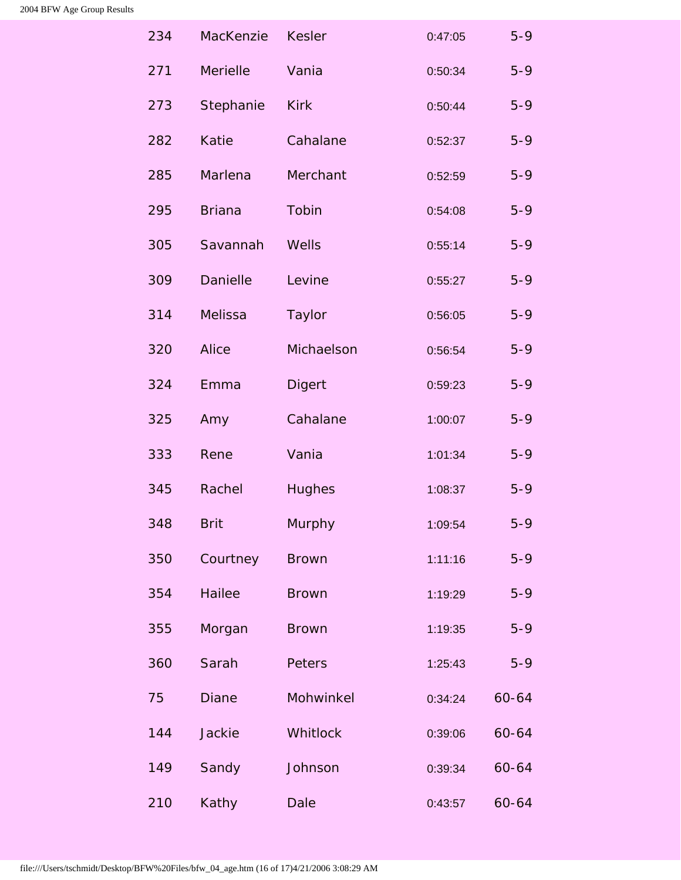| | | | | |
|---|---|---|---|---|
| 234 | MacKenzie | Kesler | 0:47:05 | 5-9 |
| 271 | Merielle | Vania | 0:50:34 | 5-9 |
| 273 | Stephanie | Kirk | 0:50:44 | 5-9 |
| 282 | Katie | Cahalane | 0:52:37 | 5-9 |
| 285 | Marlena | Merchant | 0:52:59 | 5-9 |
| 295 | Briana | Tobin | 0:54:08 | 5-9 |
| 305 | Savannah | Wells | 0:55:14 | 5-9 |
| 309 | Danielle | Levine | 0:55:27 | 5-9 |
| 314 | Melissa | Taylor | 0:56:05 | 5-9 |
| 320 | Alice | Michaelson | 0:56:54 | 5-9 |
| 324 | Emma | Digert | 0:59:23 | 5-9 |
| 325 | Amy | Cahalane | 1:00:07 | 5-9 |
| 333 | Rene | Vania | 1:01:34 | 5-9 |
| 345 | Rachel | Hughes | 1:08:37 | 5-9 |
| 348 | Brit | Murphy | 1:09:54 | 5-9 |
| 350 | Courtney | Brown | 1:11:16 | 5-9 |
| 354 | Hailee | Brown | 1:19:29 | 5-9 |
| 355 | Morgan | Brown | 1:19:35 | 5-9 |
| 360 | Sarah | Peters | 1:25:43 | 5-9 |
| 75 | Diane | Mohwinkel | 0:34:24 | 60-64 |
| 144 | Jackie | Whitlock | 0:39:06 | 60-64 |
| 149 | Sandy | Johnson | 0:39:34 | 60-64 |
| 210 | Kathy | Dale | 0:43:57 | 60-64 |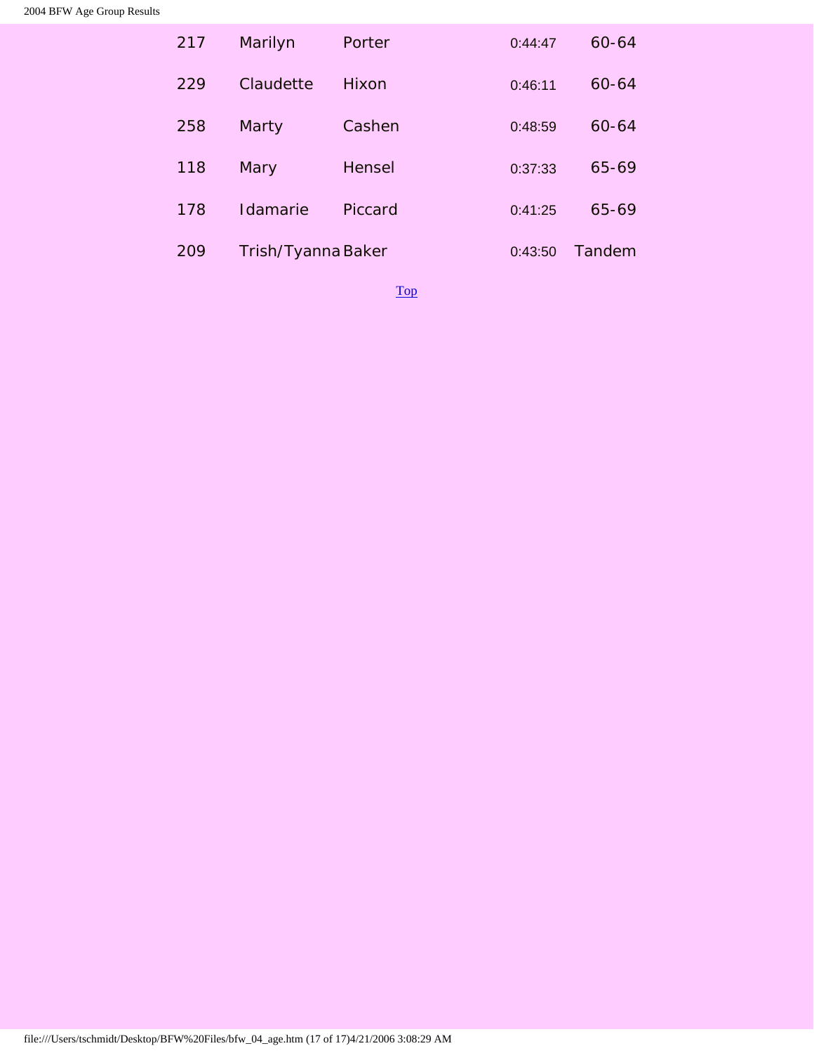| | | | | |
|---|---|---|---|---|
| 217 | Marilyn | Porter | 0:44:47 | 60-64 |
| 229 | Claudette | Hixon | 0:46:11 | 60-64 |
| 258 | Marty | Cashen | 0:48:59 | 60-64 |
| 118 | Mary | Hensel | 0:37:33 | 65-69 |
| 178 | Idamarie | Piccard | 0:41:25 | 65-69 |
| 209 | Trish/Tyanna | Baker | 0:43:50 | Tandem |

Top